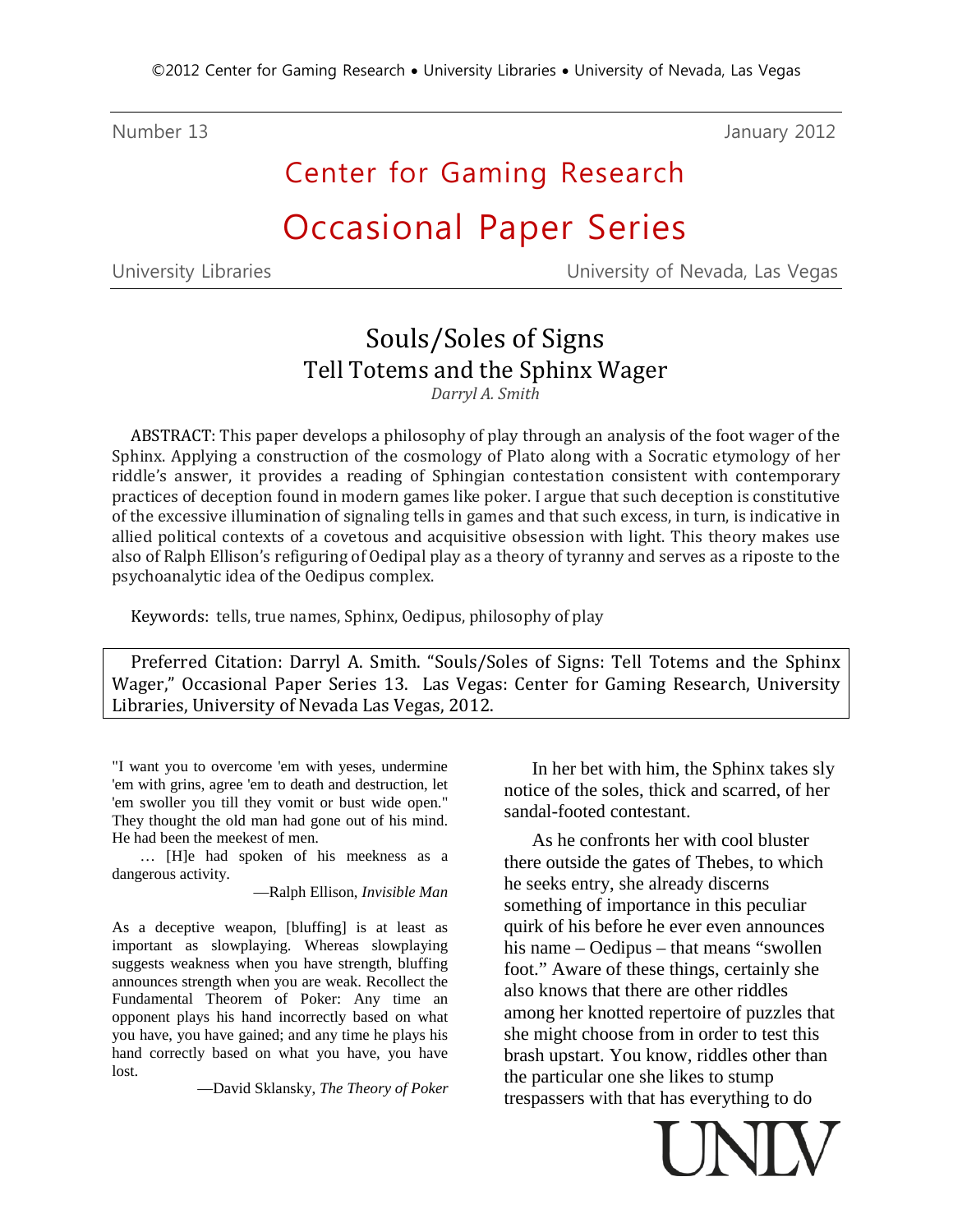©2012 Center for Gaming Research • University Libraries • University of Nevada, Las Vegas

Number 13 January 2012

# Center for Gaming Research

# Occasional Paper Series

University Libraries University of Nevada, Las Vegas

## Souls/Soles of Signs
## Tell Totems and the Sphinx Wager

*Darryl A. Smith*

ABSTRACT: This paper develops a philosophy of play through an analysis of the foot wager of the Sphinx. Applying a construction of the cosmology of Plato along with a Socratic etymology of her riddle's answer, it provides a reading of Sphingian contestation consistent with contemporary practices of deception found in modern games like poker. I argue that such deception is constitutive of the excessive illumination of signaling tells in games and that such excess, in turn, is indicative in allied political contexts of a covetous and acquisitive obsession with light. This theory makes use also of Ralph Ellison's refiguring of Oedipal play as a theory of tyranny and serves as a riposte to the psychoanalytic idea of the Oedipus complex.

Keywords: tells, true names, Sphinx, Oedipus, philosophy of play

Preferred Citation: Darryl A. Smith. "Souls/Soles of Signs: Tell Totems and the Sphinx Wager," Occasional Paper Series 13. Las Vegas: Center for Gaming Research, University Libraries, University of Nevada Las Vegas, 2012.

"I want you to overcome 'em with yeses, undermine 'em with grins, agree 'em to death and destruction, let 'em swoller you till they vomit or bust wide open." They thought the old man had gone out of his mind. He had been the meekest of men.

… [H]e had spoken of his meekness as a dangerous activity.

—Ralph Ellison, *Invisible Man*

As a deceptive weapon, [bluffing] is at least as important as slowplaying. Whereas slowplaying suggests weakness when you have strength, bluffing announces strength when you are weak. Recollect the Fundamental Theorem of Poker: Any time an opponent plays his hand incorrectly based on what you have, you have gained; and any time he plays his hand correctly based on what you have, you have lost.

—David Sklansky, *The Theory of Poker*

In her bet with him, the Sphinx takes sly notice of the soles, thick and scarred, of her sandal-footed contestant.

As he confronts her with cool bluster there outside the gates of Thebes, to which he seeks entry, she already discerns something of importance in this peculiar quirk of his before he ever even announces his name – Oedipus – that means "swollen foot." Aware of these things, certainly she also knows that there are other riddles among her knotted repertoire of puzzles that she might choose from in order to test this brash upstart. You know, riddles other than the particular one she likes to stump trespassers with that has everything to do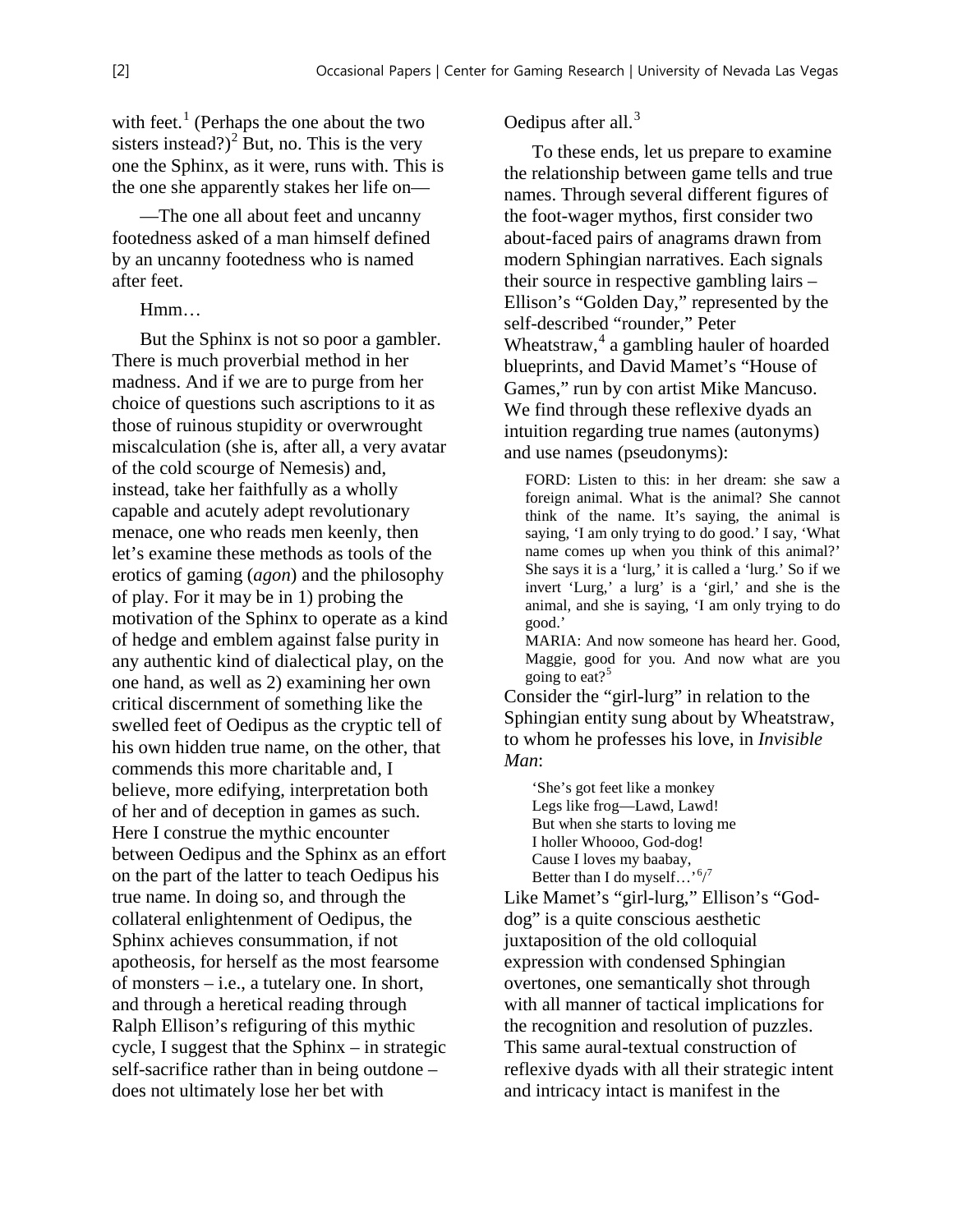with feet.[1] (Perhaps the one about the two sisters instead?)[2] But, no. This is the very one the Sphinx, as it were, runs with. This is the one she apparently stakes her life on—

—The one all about feet and uncanny footedness asked of a man himself defined by an uncanny footedness who is named after feet.

Hmm…

But the Sphinx is not so poor a gambler. There is much proverbial method in her madness. And if we are to purge from her choice of questions such ascriptions to it as those of ruinous stupidity or overwrought miscalculation (she is, after all, a very avatar of the cold scourge of Nemesis) and, instead, take her faithfully as a wholly capable and acutely adept revolutionary menace, one who reads men keenly, then let's examine these methods as tools of the erotics of gaming (*agon*) and the philosophy of play. For it may be in 1) probing the motivation of the Sphinx to operate as a kind of hedge and emblem against false purity in any authentic kind of dialectical play, on the one hand, as well as 2) examining her own critical discernment of something like the swelled feet of Oedipus as the cryptic tell of his own hidden true name, on the other, that commends this more charitable and, I believe, more edifying, interpretation both of her and of deception in games as such. Here I construe the mythic encounter between Oedipus and the Sphinx as an effort on the part of the latter to teach Oedipus his true name. In doing so, and through the collateral enlightenment of Oedipus, the Sphinx achieves consummation, if not apotheosis, for herself as the most fearsome of monsters – i.e., a tutelary one. In short, and through a heretical reading through Ralph Ellison's refiguring of this mythic cycle, I suggest that the Sphinx – in strategic self-sacrifice rather than in being outdone – does not ultimately lose her bet with Oedipus after all.[3]

To these ends, let us prepare to examine the relationship between game tells and true names. Through several different figures of the foot-wager mythos, first consider two about-faced pairs of anagrams drawn from modern Sphingian narratives. Each signals their source in respective gambling lairs – Ellison's "Golden Day," represented by the self-described "rounder," Peter Wheatstraw,[4] a gambling hauler of hoarded blueprints, and David Mamet's "House of Games," run by con artist Mike Mancuso. We find through these reflexive dyads an intuition regarding true names (autonyms) and use names (pseudonyms):

> FORD: Listen to this: in her dream: she saw a foreign animal. What is the animal? She cannot think of the name. It's saying, the animal is saying, 'I am only trying to do good.' I say, 'What name comes up when you think of this animal?' She says it is a 'lurg,' it is called a 'lurg.' So if we invert 'Lurg,' a lurg' is a 'girl,' and she is the animal, and she is saying, 'I am only trying to do good.'
>
> MARIA: And now someone has heard her. Good, Maggie, good for you. And now what are you going to eat?[5]

Consider the "girl-lurg" in relation to the Sphingian entity sung about by Wheatstraw, to whom he professes his love, in *Invisible Man*:

> 'She's got feet like a monkey
> Legs like frog—Lawd, Lawd!
> But when she starts to loving me
> I holler Whoooo, God-dog!
> Cause I loves my baabay,
> Better than I do myself…'[6]/[7]

Like Mamet's "girl-lurg," Ellison's "God-dog" is a quite conscious aesthetic juxtaposition of the old colloquial expression with condensed Sphingian overtones, one semantically shot through with all manner of tactical implications for the recognition and resolution of puzzles. This same aural-textual construction of reflexive dyads with all their strategic intent and intricacy intact is manifest in the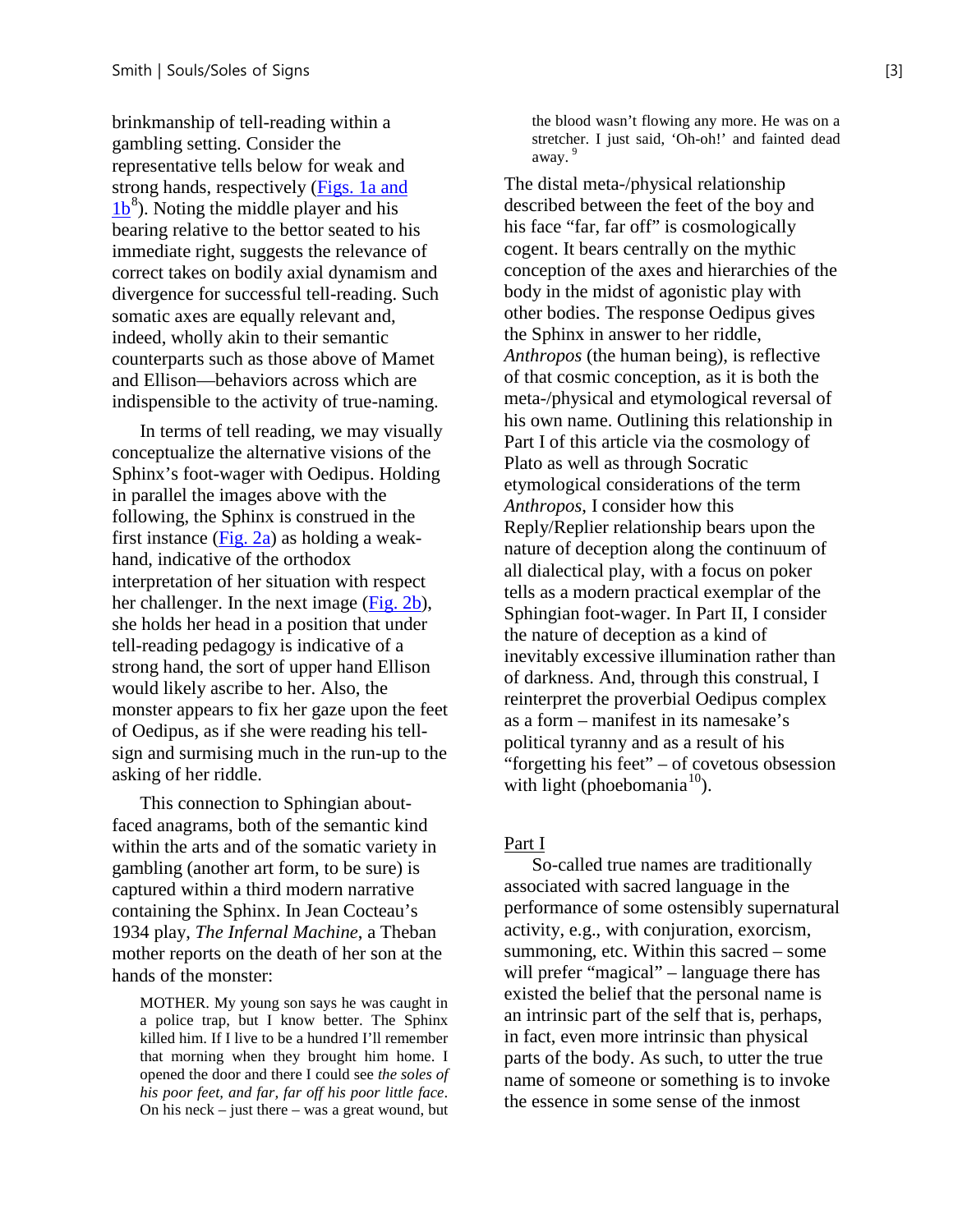brinkmanship of tell-reading within a gambling setting. Consider the representative tells below for weak and strong hands, respectively (Figs. 1a and 1b[8]). Noting the middle player and his bearing relative to the bettor seated to his immediate right, suggests the relevance of correct takes on bodily axial dynamism and divergence for successful tell-reading. Such somatic axes are equally relevant and, indeed, wholly akin to their semantic counterparts such as those above of Mamet and Ellison—behaviors across which are indispensible to the activity of true-naming.

In terms of tell reading, we may visually conceptualize the alternative visions of the Sphinx's foot-wager with Oedipus. Holding in parallel the images above with the following, the Sphinx is construed in the first instance (Fig. 2a) as holding a weak-hand, indicative of the orthodox interpretation of her situation with respect her challenger. In the next image (Fig. 2b), she holds her head in a position that under tell-reading pedagogy is indicative of a strong hand, the sort of upper hand Ellison would likely ascribe to her. Also, the monster appears to fix her gaze upon the feet of Oedipus, as if she were reading his tell-sign and surmising much in the run-up to the asking of her riddle.

This connection to Sphingian about-faced anagrams, both of the semantic kind within the arts and of the somatic variety in gambling (another art form, to be sure) is captured within a third modern narrative containing the Sphinx. In Jean Cocteau's 1934 play, *The Infernal Machine*, a Theban mother reports on the death of her son at the hands of the monster:

> MOTHER. My young son says he was caught in a police trap, but I know better. The Sphinx killed him. If I live to be a hundred I'll remember that morning when they brought him home. I opened the door and there I could see *the soles of his poor feet, and far, far off his poor little face*. On his neck – just there – was a great wound, but the blood wasn't flowing any more. He was on a stretcher. I just said, 'Oh-oh!' and fainted dead away.[9]

The distal meta-/physical relationship described between the feet of the boy and his face "far, far off" is cosmologically cogent. It bears centrally on the mythic conception of the axes and hierarchies of the body in the midst of agonistic play with other bodies. The response Oedipus gives the Sphinx in answer to her riddle, *Anthropos* (the human being), is reflective of that cosmic conception, as it is both the meta-/physical and etymological reversal of his own name. Outlining this relationship in Part I of this article via the cosmology of Plato as well as through Socratic etymological considerations of the term *Anthropos*, I consider how this Reply/Replier relationship bears upon the nature of deception along the continuum of all dialectical play, with a focus on poker tells as a modern practical exemplar of the Sphingian foot-wager. In Part II, I consider the nature of deception as a kind of inevitably excessive illumination rather than of darkness. And, through this construal, I reinterpret the proverbial Oedipus complex as a form – manifest in its namesake's political tyranny and as a result of his "forgetting his feet" – of covetous obsession with light (phoebomania[10]).

## Part I

So-called true names are traditionally associated with sacred language in the performance of some ostensibly supernatural activity, e.g., with conjuration, exorcism, summoning, etc. Within this sacred – some will prefer "magical" – language there has existed the belief that the personal name is an intrinsic part of the self that is, perhaps, in fact, even more intrinsic than physical parts of the body. As such, to utter the true name of someone or something is to invoke the essence in some sense of the inmost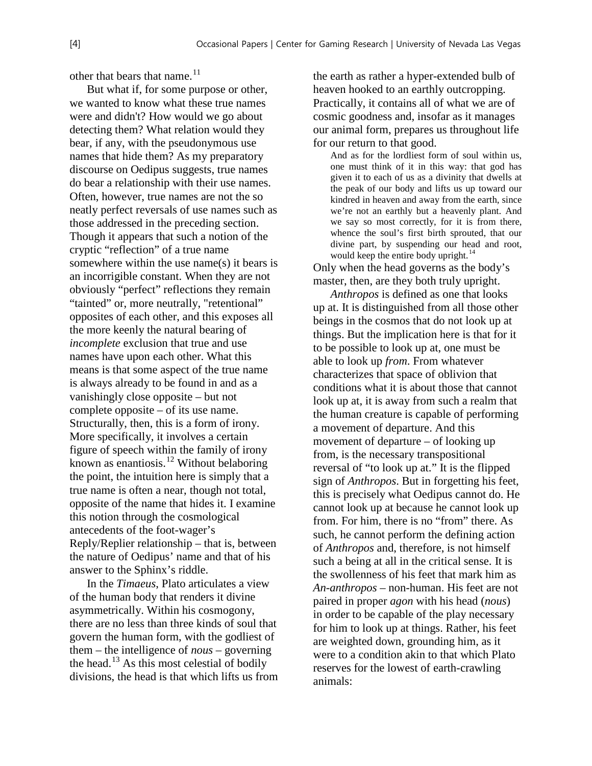other that bears that name.[11]

But what if, for some purpose or other, we wanted to know what these true names were and didn't? How would we go about detecting them? What relation would they bear, if any, with the pseudonymous use names that hide them? As my preparatory discourse on Oedipus suggests, true names do bear a relationship with their use names. Often, however, true names are not the so neatly perfect reversals of use names such as those addressed in the preceding section. Though it appears that such a notion of the cryptic "reflection" of a true name somewhere within the use name(s) it bears is an incorrigible constant. When they are not obviously "perfect" reflections they remain "tainted" or, more neutrally, "retentional" opposites of each other, and this exposes all the more keenly the natural bearing of *incomplete* exclusion that true and use names have upon each other. What this means is that some aspect of the true name is always already to be found in and as a vanishingly close opposite – but not complete opposite – of its use name. Structurally, then, this is a form of irony. More specifically, it involves a certain figure of speech within the family of irony known as enantiosis.[12] Without belaboring the point, the intuition here is simply that a true name is often a near, though not total, opposite of the name that hides it. I examine this notion through the cosmological antecedents of the foot-wager's Reply/Replier relationship – that is, between the nature of Oedipus' name and that of his answer to the Sphinx's riddle.

In the *Timaeus*, Plato articulates a view of the human body that renders it divine asymmetrically. Within his cosmogony, there are no less than three kinds of soul that govern the human form, with the godliest of them – the intelligence of *nous* – governing the head.[13] As this most celestial of bodily divisions, the head is that which lifts us from the earth as rather a hyper-extended bulb of heaven hooked to an earthly outcropping. Practically, it contains all of what we are of cosmic goodness and, insofar as it manages our animal form, prepares us throughout life for our return to that good.

> And as for the lordliest form of soul within us, one must think of it in this way: that god has given it to each of us as a divinity that dwells at the peak of our body and lifts us up toward our kindred in heaven and away from the earth, since we're not an earthly but a heavenly plant. And we say so most correctly, for it is from there, whence the soul's first birth sprouted, that our divine part, by suspending our head and root, would keep the entire body upright.[14]

Only when the head governs as the body's master, then, are they both truly upright.

*Anthropos* is defined as one that looks up at. It is distinguished from all those other beings in the cosmos that do not look up at things. But the implication here is that for it to be possible to look up at, one must be able to look up *from*. From whatever characterizes that space of oblivion that conditions what it is about those that cannot look up at, it is away from such a realm that the human creature is capable of performing a movement of departure. And this movement of departure – of looking up from, is the necessary transpositional reversal of "to look up at." It is the flipped sign of *Anthropos*. But in forgetting his feet, this is precisely what Oedipus cannot do. He cannot look up at because he cannot look up from. For him, there is no "from" there. As such, he cannot perform the defining action of *Anthropos* and, therefore, is not himself such a being at all in the critical sense. It is the swollenness of his feet that mark him as *An-anthropos* – non-human. His feet are not paired in proper *agon* with his head (*nous*) in order to be capable of the play necessary for him to look up at things. Rather, his feet are weighted down, grounding him, as it were to a condition akin to that which Plato reserves for the lowest of earth-crawling animals: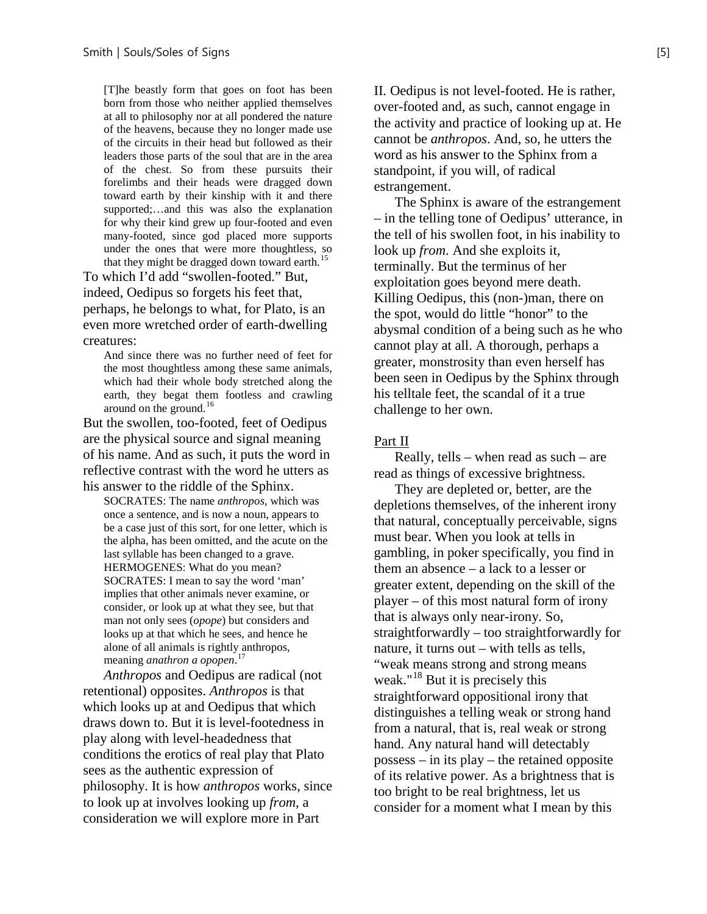> [T]he beastly form that goes on foot has been born from those who neither applied themselves at all to philosophy nor at all pondered the nature of the heavens, because they no longer made use of the circuits in their head but followed as their leaders those parts of the soul that are in the area of the chest. So from these pursuits their forelimbs and their heads were dragged down toward earth by their kinship with it and there supported;…and this was also the explanation for why their kind grew up four-footed and even many-footed, since god placed more supports under the ones that were more thoughtless, so that they might be dragged down toward earth.[15]

To which I'd add "swollen-footed." But, indeed, Oedipus so forgets his feet that, perhaps, he belongs to what, for Plato, is an even more wretched order of earth-dwelling creatures:

> And since there was no further need of feet for the most thoughtless among these same animals, which had their whole body stretched along the earth, they begat them footless and crawling around on the ground.[16]

But the swollen, too-footed, feet of Oedipus are the physical source and signal meaning of his name. And as such, it puts the word in reflective contrast with the word he utters as his answer to the riddle of the Sphinx.

> SOCRATES: The name *anthropos*, which was once a sentence, and is now a noun, appears to be a case just of this sort, for one letter, which is the alpha, has been omitted, and the acute on the last syllable has been changed to a grave.
> HERMOGENES: What do you mean?
> SOCRATES: I mean to say the word 'man' implies that other animals never examine, or consider, or look up at what they see, but that man not only sees (*opope*) but considers and looks up at that which he sees, and hence he alone of all animals is rightly anthropos, meaning *anathron a opopen*.[17]

*Anthropos* and Oedipus are radical (not retentional) opposites. *Anthropos* is that which looks up at and Oedipus that which draws down to. But it is level-footedness in play along with level-headedness that conditions the erotics of real play that Plato sees as the authentic expression of philosophy. It is how *anthropos* works, since to look up at involves looking up *from*, a consideration we will explore more in Part II. Oedipus is not level-footed. He is rather, over-footed and, as such, cannot engage in the activity and practice of looking up at. He cannot be *anthropos*. And, so, he utters the word as his answer to the Sphinx from a standpoint, if you will, of radical estrangement.

The Sphinx is aware of the estrangement – in the telling tone of Oedipus' utterance, in the tell of his swollen foot, in his inability to look up *from*. And she exploits it, terminally. But the terminus of her exploitation goes beyond mere death. Killing Oedipus, this (non-)man, there on the spot, would do little "honor" to the abysmal condition of a being such as he who cannot play at all. A thorough, perhaps a greater, monstrosity than even herself has been seen in Oedipus by the Sphinx through his telltale feet, the scandal of it a true challenge to her own.

## Part II

Really, tells – when read as such – are read as things of excessive brightness.

They are depleted or, better, are the depletions themselves, of the inherent irony that natural, conceptually perceivable, signs must bear. When you look at tells in gambling, in poker specifically, you find in them an absence – a lack to a lesser or greater extent, depending on the skill of the player – of this most natural form of irony that is always only near-irony. So, straightforwardly – too straightforwardly for nature, it turns out – with tells as tells, "weak means strong and strong means weak."[18] But it is precisely this straightforward oppositional irony that distinguishes a telling weak or strong hand from a natural, that is, real weak or strong hand. Any natural hand will detectably possess – in its play – the retained opposite of its relative power. As a brightness that is too bright to be real brightness, let us consider for a moment what I mean by this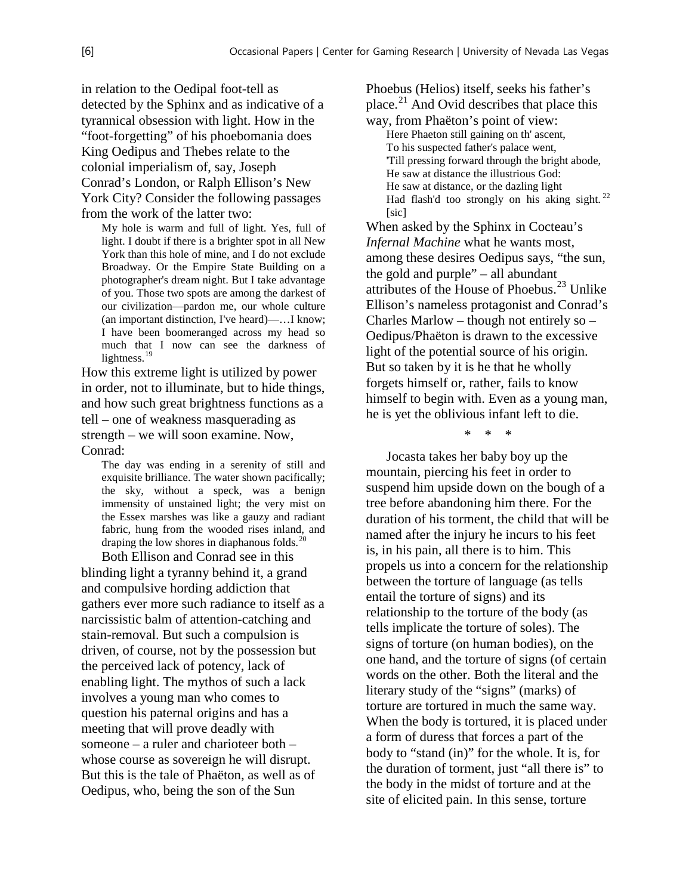in relation to the Oedipal foot-tell as detected by the Sphinx and as indicative of a tyrannical obsession with light. How in the "foot-forgetting" of his phoebomania does King Oedipus and Thebes relate to the colonial imperialism of, say, Joseph Conrad's London, or Ralph Ellison's New York City? Consider the following passages from the work of the latter two:

> My hole is warm and full of light. Yes, full of light. I doubt if there is a brighter spot in all New York than this hole of mine, and I do not exclude Broadway. Or the Empire State Building on a photographer's dream night. But I take advantage of you. Those two spots are among the darkest of our civilization—pardon me, our whole culture (an important distinction, I've heard)—…I know; I have been boomeranged across my head so much that I now can see the darkness of lightness.[19]

How this extreme light is utilized by power in order, not to illuminate, but to hide things, and how such great brightness functions as a tell – one of weakness masquerading as strength – we will soon examine. Now, Conrad:

> The day was ending in a serenity of still and exquisite brilliance. The water shown pacifically; the sky, without a speck, was a benign immensity of unstained light; the very mist on the Essex marshes was like a gauzy and radiant fabric, hung from the wooded rises inland, and draping the low shores in diaphanous folds.[20]

Both Ellison and Conrad see in this blinding light a tyranny behind it, a grand and compulsive hording addiction that gathers ever more such radiance to itself as a narcissistic balm of attention-catching and stain-removal. But such a compulsion is driven, of course, not by the possession but the perceived lack of potency, lack of enabling light. The mythos of such a lack involves a young man who comes to question his paternal origins and has a meeting that will prove deadly with someone – a ruler and charioteer both – whose course as sovereign he will disrupt. But this is the tale of Phaëton, as well as of Oedipus, who, being the son of the Sun Phoebus (Helios) itself, seeks his father's place.[21] And Ovid describes that place this way, from Phaëton's point of view:

> Here Phaeton still gaining on th' ascent,
> To his suspected father's palace went,
> 'Till pressing forward through the bright abode,
> He saw at distance the illustrious God:
> He saw at distance, or the dazling light
> Had flash'd too strongly on his aking sight.[22] [sic]

When asked by the Sphinx in Cocteau's *Infernal Machine* what he wants most, among these desires Oedipus says, "the sun, the gold and purple" – all abundant attributes of the House of Phoebus.[23] Unlike Ellison's nameless protagonist and Conrad's Charles Marlow – though not entirely so – Oedipus/Phaëton is drawn to the excessive light of the potential source of his origin. But so taken by it is he that he wholly forgets himself or, rather, fails to know himself to begin with. Even as a young man, he is yet the oblivious infant left to die.

\* \* \*

Jocasta takes her baby boy up the mountain, piercing his feet in order to suspend him upside down on the bough of a tree before abandoning him there. For the duration of his torment, the child that will be named after the injury he incurs to his feet is, in his pain, all there is to him. This propels us into a concern for the relationship between the torture of language (as tells entail the torture of signs) and its relationship to the torture of the body (as tells implicate the torture of soles). The signs of torture (on human bodies), on the one hand, and the torture of signs (of certain words on the other. Both the literal and the literary study of the "signs" (marks) of torture are tortured in much the same way. When the body is tortured, it is placed under a form of duress that forces a part of the body to "stand (in)" for the whole. It is, for the duration of torment, just "all there is" to the body in the midst of torture and at the site of elicited pain. In this sense, torture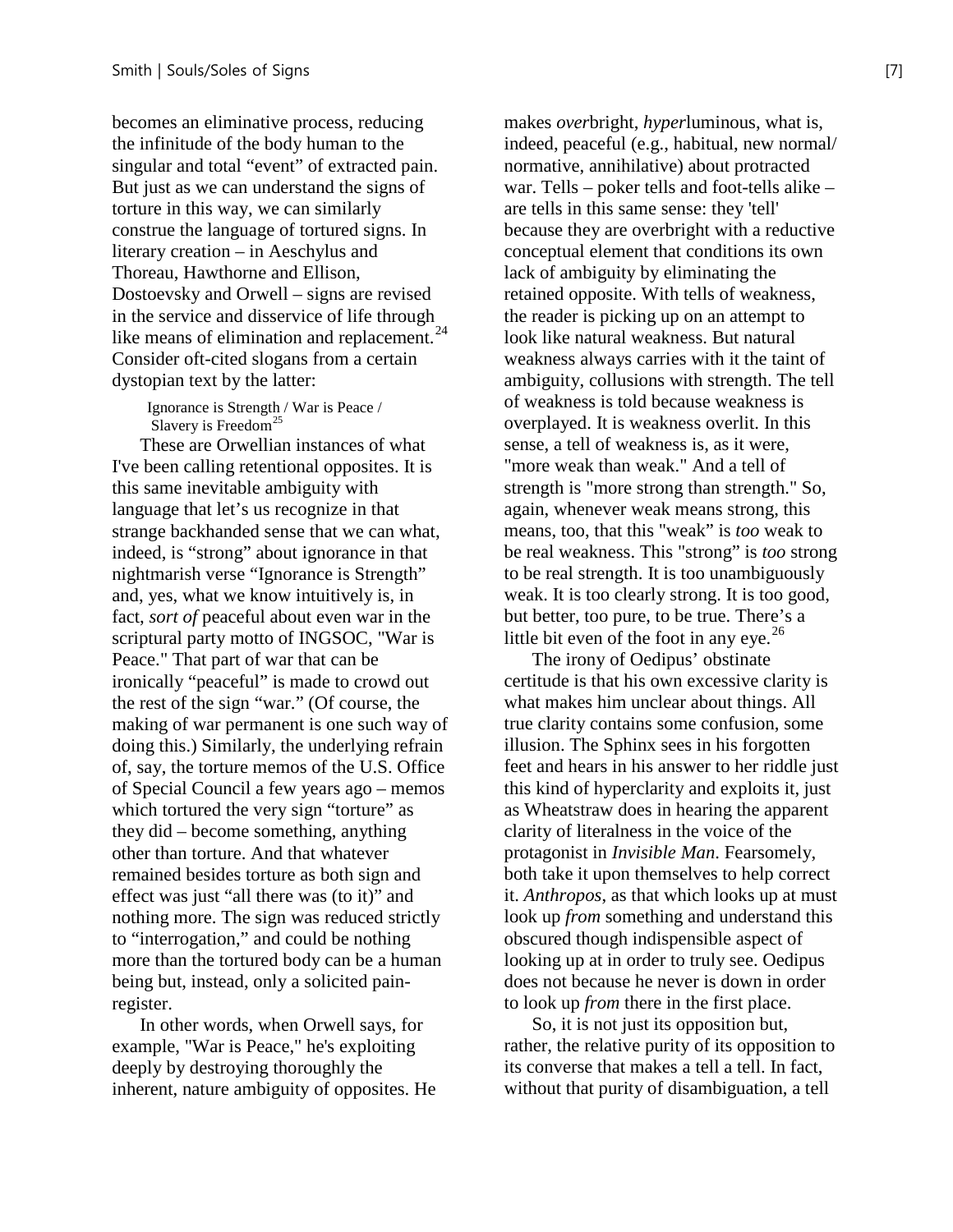becomes an eliminative process, reducing the infinitude of the body human to the singular and total "event" of extracted pain. But just as we can understand the signs of torture in this way, we can similarly construe the language of tortured signs. In literary creation – in Aeschylus and Thoreau, Hawthorne and Ellison, Dostoevsky and Orwell – signs are revised in the service and disservice of life through like means of elimination and replacement.[24] Consider oft-cited slogans from a certain dystopian text by the latter:

> Ignorance is Strength / War is Peace / Slavery is Freedom[25]

These are Orwellian instances of what I've been calling retentional opposites. It is this same inevitable ambiguity with language that let's us recognize in that strange backhanded sense that we can what, indeed, is "strong" about ignorance in that nightmarish verse "Ignorance is Strength" and, yes, what we know intuitively is, in fact, *sort of* peaceful about even war in the scriptural party motto of INGSOC, "War is Peace." That part of war that can be ironically "peaceful" is made to crowd out the rest of the sign "war." (Of course, the making of war permanent is one such way of doing this.) Similarly, the underlying refrain of, say, the torture memos of the U.S. Office of Special Council a few years ago – memos which tortured the very sign "torture" as they did – become something, anything other than torture. And that whatever remained besides torture as both sign and effect was just "all there was (to it)" and nothing more. The sign was reduced strictly to "interrogation," and could be nothing more than the tortured body can be a human being but, instead, only a solicited pain-register.

In other words, when Orwell says, for example, "War is Peace," he's exploiting deeply by destroying thoroughly the inherent, nature ambiguity of opposites. He makes *over*bright, *hyper*luminous, what is, indeed, peaceful (e.g., habitual, new normal/ normative, annihilative) about protracted war. Tells – poker tells and foot-tells alike – are tells in this same sense: they 'tell' because they are overbright with a reductive conceptual element that conditions its own lack of ambiguity by eliminating the retained opposite. With tells of weakness, the reader is picking up on an attempt to look like natural weakness. But natural weakness always carries with it the taint of ambiguity, collusions with strength. The tell of weakness is told because weakness is overplayed. It is weakness overlit. In this sense, a tell of weakness is, as it were, "more weak than weak." And a tell of strength is "more strong than strength." So, again, whenever weak means strong, this means, too, that this "weak" is *too* weak to be real weakness. This "strong" is *too* strong to be real strength. It is too unambiguously weak. It is too clearly strong. It is too good, but better, too pure, to be true. There's a little bit even of the foot in any eye.[26]

The irony of Oedipus' obstinate certitude is that his own excessive clarity is what makes him unclear about things. All true clarity contains some confusion, some illusion. The Sphinx sees in his forgotten feet and hears in his answer to her riddle just this kind of hyperclarity and exploits it, just as Wheatstraw does in hearing the apparent clarity of literalness in the voice of the protagonist in *Invisible Man*. Fearsomely, both take it upon themselves to help correct it. *Anthropos*, as that which looks up at must look up *from* something and understand this obscured though indispensible aspect of looking up at in order to truly see. Oedipus does not because he never is down in order to look up *from* there in the first place.

So, it is not just its opposition but, rather, the relative purity of its opposition to its converse that makes a tell a tell. In fact, without that purity of disambiguation, a tell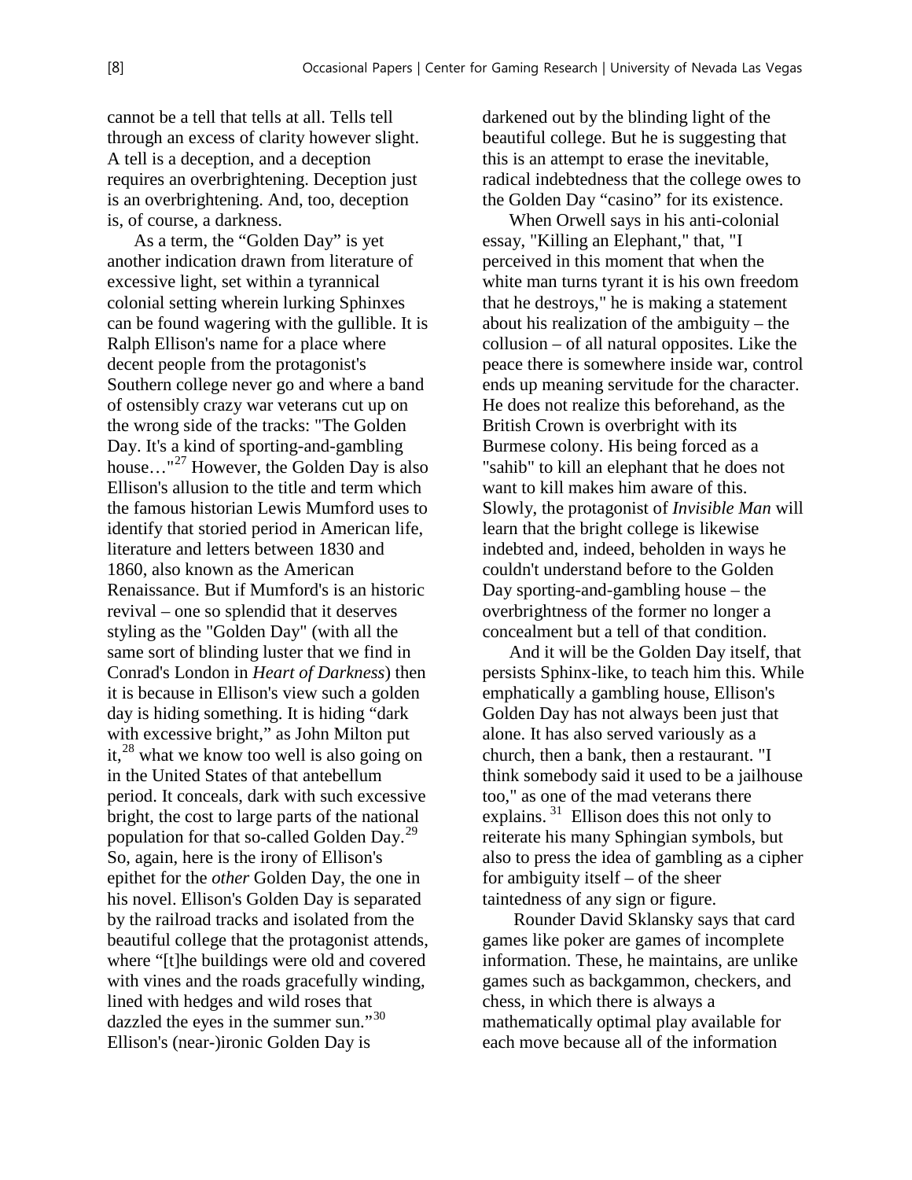cannot be a tell that tells at all. Tells tell through an excess of clarity however slight. A tell is a deception, and a deception requires an overbrightening. Deception just is an overbrightening. And, too, deception is, of course, a darkness.

As a term, the "Golden Day" is yet another indication drawn from literature of excessive light, set within a tyrannical colonial setting wherein lurking Sphinxes can be found wagering with the gullible. It is Ralph Ellison's name for a place where decent people from the protagonist's Southern college never go and where a band of ostensibly crazy war veterans cut up on the wrong side of the tracks: "The Golden Day. It's a kind of sporting-and-gambling house…"[27] However, the Golden Day is also Ellison's allusion to the title and term which the famous historian Lewis Mumford uses to identify that storied period in American life, literature and letters between 1830 and 1860, also known as the American Renaissance. But if Mumford's is an historic revival – one so splendid that it deserves styling as the "Golden Day" (with all the same sort of blinding luster that we find in Conrad's London in *Heart of Darkness*) then it is because in Ellison's view such a golden day is hiding something. It is hiding "dark with excessive bright," as John Milton put it,[28] what we know too well is also going on in the United States of that antebellum period. It conceals, dark with such excessive bright, the cost to large parts of the national population for that so-called Golden Day.[29] So, again, here is the irony of Ellison's epithet for the *other* Golden Day, the one in his novel. Ellison's Golden Day is separated by the railroad tracks and isolated from the beautiful college that the protagonist attends, where "[t]he buildings were old and covered with vines and the roads gracefully winding, lined with hedges and wild roses that dazzled the eyes in the summer sun."[30] Ellison's (near-)ironic Golden Day is darkened out by the blinding light of the beautiful college. But he is suggesting that this is an attempt to erase the inevitable, radical indebtedness that the college owes to the Golden Day "casino" for its existence.

When Orwell says in his anti-colonial essay, "Killing an Elephant," that, "I perceived in this moment that when the white man turns tyrant it is his own freedom that he destroys," he is making a statement about his realization of the ambiguity – the collusion – of all natural opposites. Like the peace there is somewhere inside war, control ends up meaning servitude for the character. He does not realize this beforehand, as the British Crown is overbright with its Burmese colony. His being forced as a "sahib" to kill an elephant that he does not want to kill makes him aware of this. Slowly, the protagonist of *Invisible Man* will learn that the bright college is likewise indebted and, indeed, beholden in ways he couldn't understand before to the Golden Day sporting-and-gambling house – the overbrightness of the former no longer a concealment but a tell of that condition.

And it will be the Golden Day itself, that persists Sphinx-like, to teach him this. While emphatically a gambling house, Ellison's Golden Day has not always been just that alone. It has also served variously as a church, then a bank, then a restaurant. "I think somebody said it used to be a jailhouse too," as one of the mad veterans there explains.[31] Ellison does this not only to reiterate his many Sphingian symbols, but also to press the idea of gambling as a cipher for ambiguity itself – of the sheer taintedness of any sign or figure.

Rounder David Sklansky says that card games like poker are games of incomplete information. These, he maintains, are unlike games such as backgammon, checkers, and chess, in which there is always a mathematically optimal play available for each move because all of the information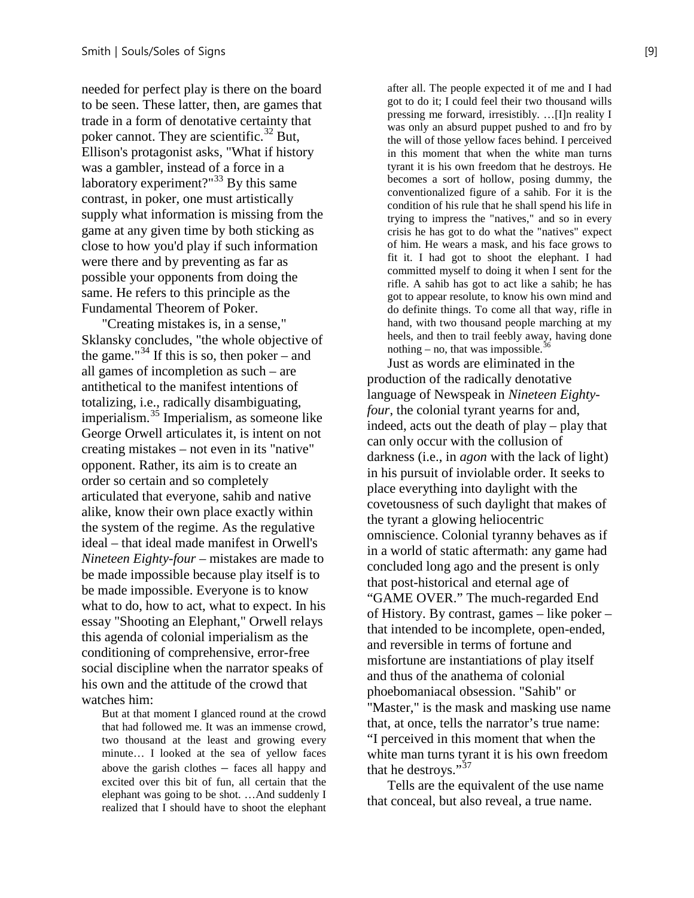needed for perfect play is there on the board to be seen. These latter, then, are games that trade in a form of denotative certainty that poker cannot. They are scientific.[32] But, Ellison's protagonist asks, "What if history was a gambler, instead of a force in a laboratory experiment?"[33] By this same contrast, in poker, one must artistically supply what information is missing from the game at any given time by both sticking as close to how you'd play if such information were there and by preventing as far as possible your opponents from doing the same. He refers to this principle as the Fundamental Theorem of Poker.

"Creating mistakes is, in a sense," Sklansky concludes, "the whole objective of the game."[34] If this is so, then poker – and all games of incompletion as such – are antithetical to the manifest intentions of totalizing, i.e., radically disambiguating, imperialism.[35] Imperialism, as someone like George Orwell articulates it, is intent on not creating mistakes – not even in its "native" opponent. Rather, its aim is to create an order so certain and so completely articulated that everyone, sahib and native alike, know their own place exactly within the system of the regime. As the regulative ideal – that ideal made manifest in Orwell's *Nineteen Eighty-four* – mistakes are made to be made impossible because play itself is to be made impossible. Everyone is to know what to do, how to act, what to expect. In his essay "Shooting an Elephant," Orwell relays this agenda of colonial imperialism as the conditioning of comprehensive, error-free social discipline when the narrator speaks of his own and the attitude of the crowd that watches him:

> But at that moment I glanced round at the crowd that had followed me. It was an immense crowd, two thousand at the least and growing every minute… I looked at the sea of yellow faces above the garish clothes – faces all happy and excited over this bit of fun, all certain that the elephant was going to be shot. …And suddenly I realized that I should have to shoot the elephant after all. The people expected it of me and I had got to do it; I could feel their two thousand wills pressing me forward, irresistibly. …[I]n reality I was only an absurd puppet pushed to and fro by the will of those yellow faces behind. I perceived in this moment that when the white man turns tyrant it is his own freedom that he destroys. He becomes a sort of hollow, posing dummy, the conventionalized figure of a sahib. For it is the condition of his rule that he shall spend his life in trying to impress the "natives," and so in every crisis he has got to do what the "natives" expect of him. He wears a mask, and his face grows to fit it. I had got to shoot the elephant. I had committed myself to doing it when I sent for the rifle. A sahib has got to act like a sahib; he has got to appear resolute, to know his own mind and do definite things. To come all that way, rifle in hand, with two thousand people marching at my heels, and then to trail feebly away, having done nothing – no, that was impossible.[36]

Just as words are eliminated in the production of the radically denotative language of Newspeak in *Nineteen Eighty-four*, the colonial tyrant yearns for and, indeed, acts out the death of play – play that can only occur with the collusion of darkness (i.e., in *agon* with the lack of light) in his pursuit of inviolable order. It seeks to place everything into daylight with the covetousness of such daylight that makes of the tyrant a glowing heliocentric omniscience. Colonial tyranny behaves as if in a world of static aftermath: any game had concluded long ago and the present is only that post-historical and eternal age of "GAME OVER." The much-regarded End of History. By contrast, games – like poker – that intended to be incomplete, open-ended, and reversible in terms of fortune and misfortune are instantiations of play itself and thus of the anathema of colonial phoebomaniacal obsession. "Sahib" or "Master," is the mask and masking use name that, at once, tells the narrator's true name: "I perceived in this moment that when the white man turns tyrant it is his own freedom that he destroys."[37]

Tells are the equivalent of the use name that conceal, but also reveal, a true name.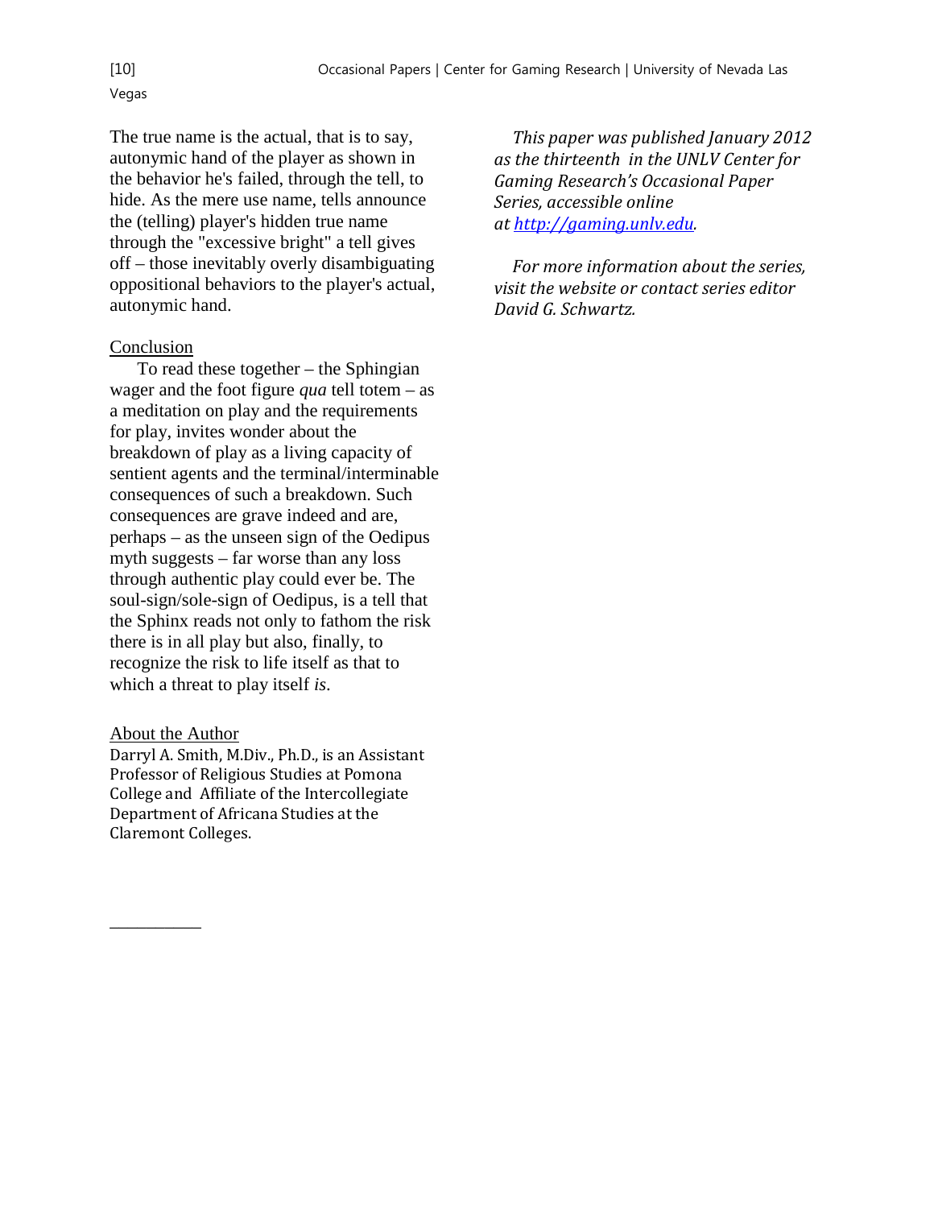The true name is the actual, that is to say, autonymic hand of the player as shown in the behavior he's failed, through the tell, to hide. As the mere use name, tells announce the (telling) player's hidden true name through the "excessive bright" a tell gives off – those inevitably overly disambiguating oppositional behaviors to the player's actual, autonymic hand.

## Conclusion

To read these together – the Sphingian wager and the foot figure *qua* tell totem – as a meditation on play and the requirements for play, invites wonder about the breakdown of play as a living capacity of sentient agents and the terminal/interminable consequences of such a breakdown. Such consequences are grave indeed and are, perhaps – as the unseen sign of the Oedipus myth suggests – far worse than any loss through authentic play could ever be. The soul-sign/sole-sign of Oedipus, is a tell that the Sphinx reads not only to fathom the risk there is in all play but also, finally, to recognize the risk to life itself as that to which a threat to play itself *is*.

## About the Author

Darryl A. Smith, M.Div., Ph.D., is an Assistant Professor of Religious Studies at Pomona College and Affiliate of the Intercollegiate Department of Africana Studies at the Claremont Colleges.

*This paper was published January 2012 as the thirteenth in the UNLV Center for Gaming Research's Occasional Paper Series, accessible online at [http://gaming.unlv.edu](http://gaming.unlv.edu).*

*For more information about the series, visit the website or contact series editor David G. Schwartz.*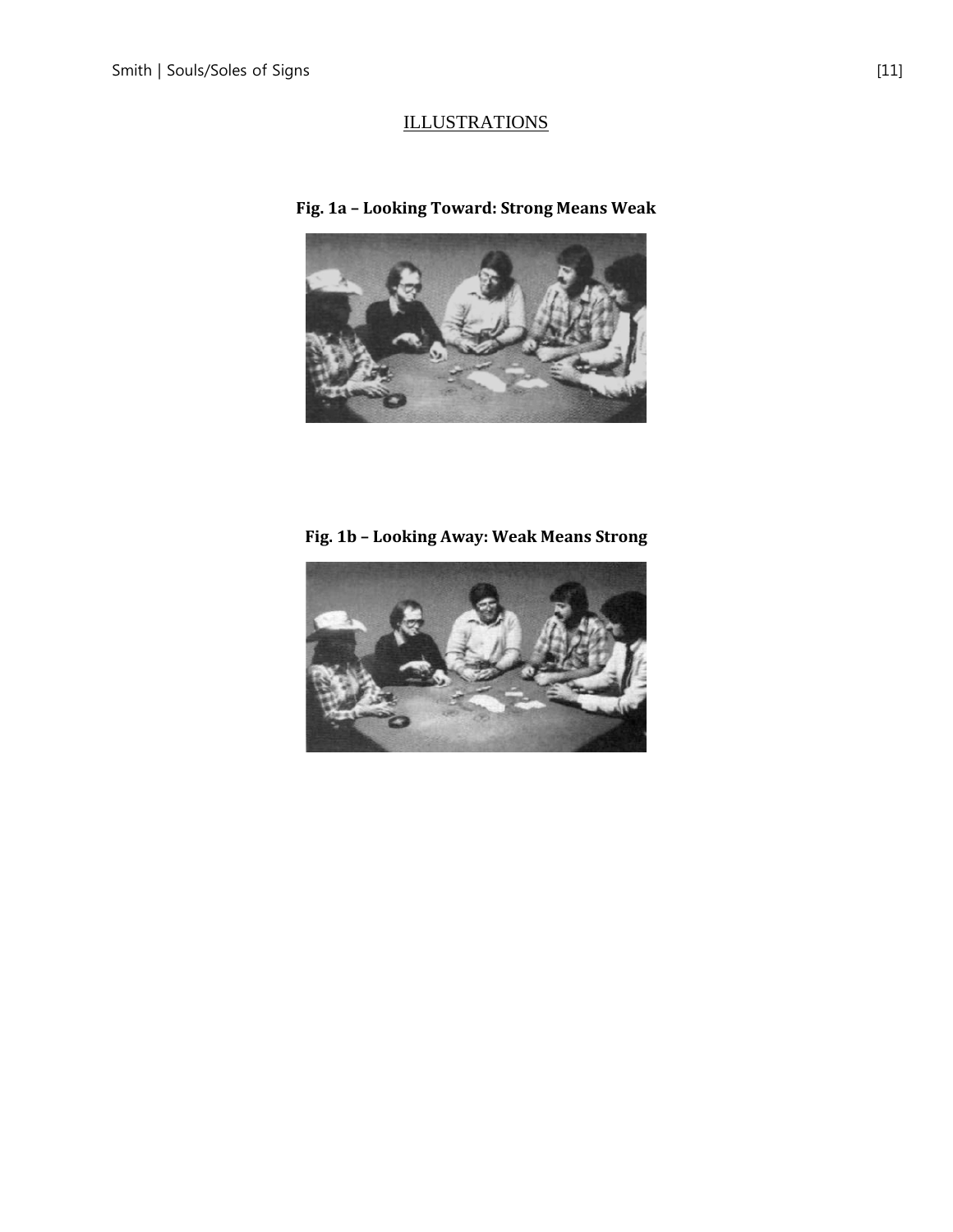## ILLUSTRATIONS

**Fig. 1a – Looking Toward: Strong Means Weak**

**Fig. 1b – Looking Away: Weak Means Strong**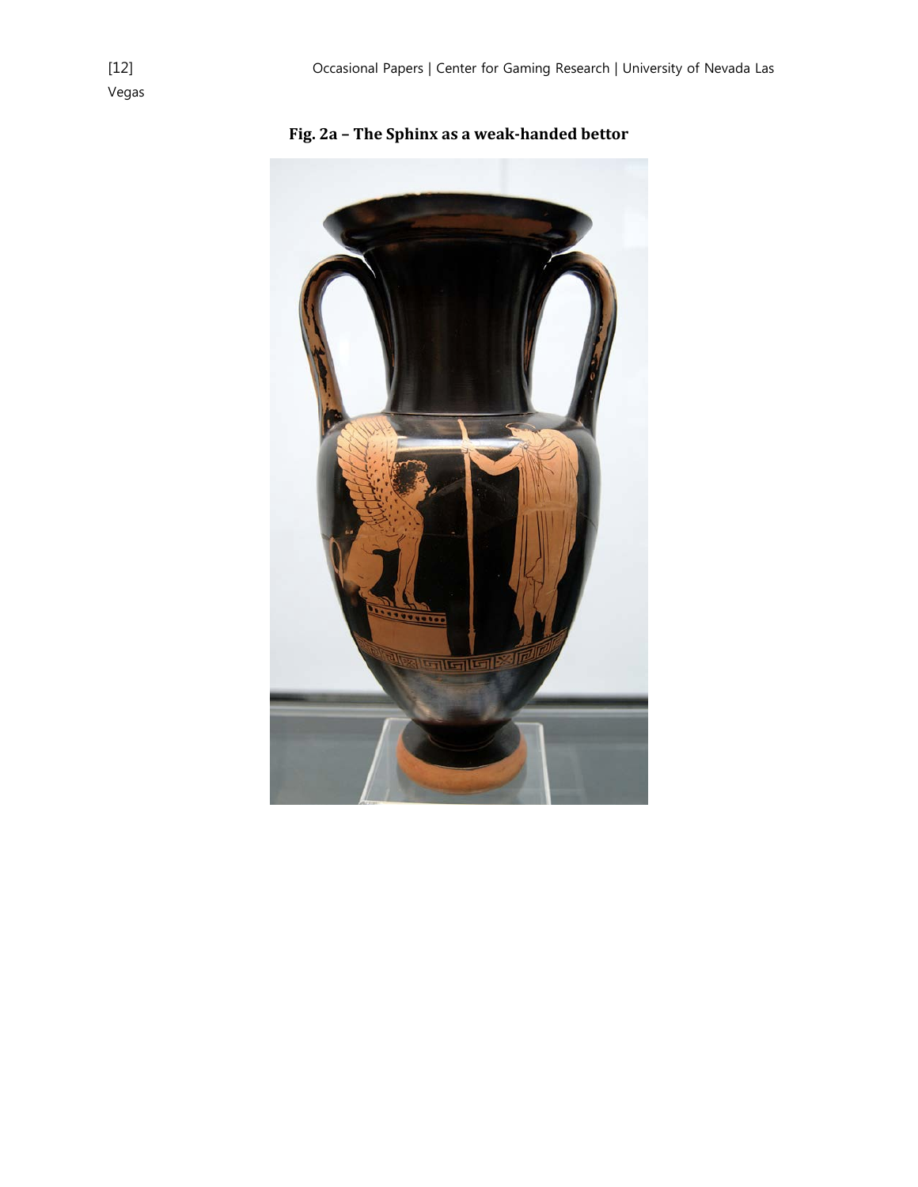**Fig. 2a – The Sphinx as a weak-handed bettor**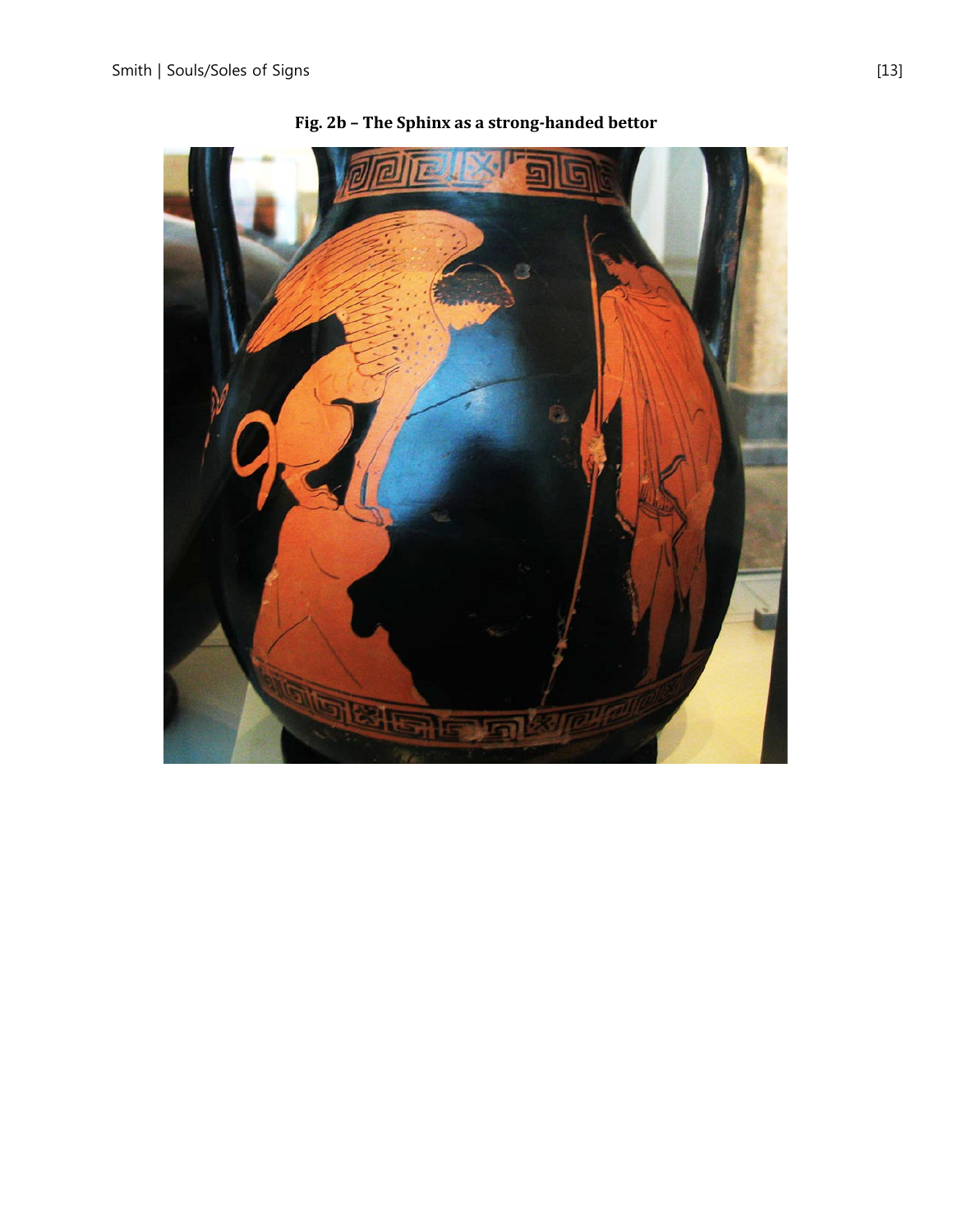**Fig. 2b – The Sphinx as a strong-handed bettor**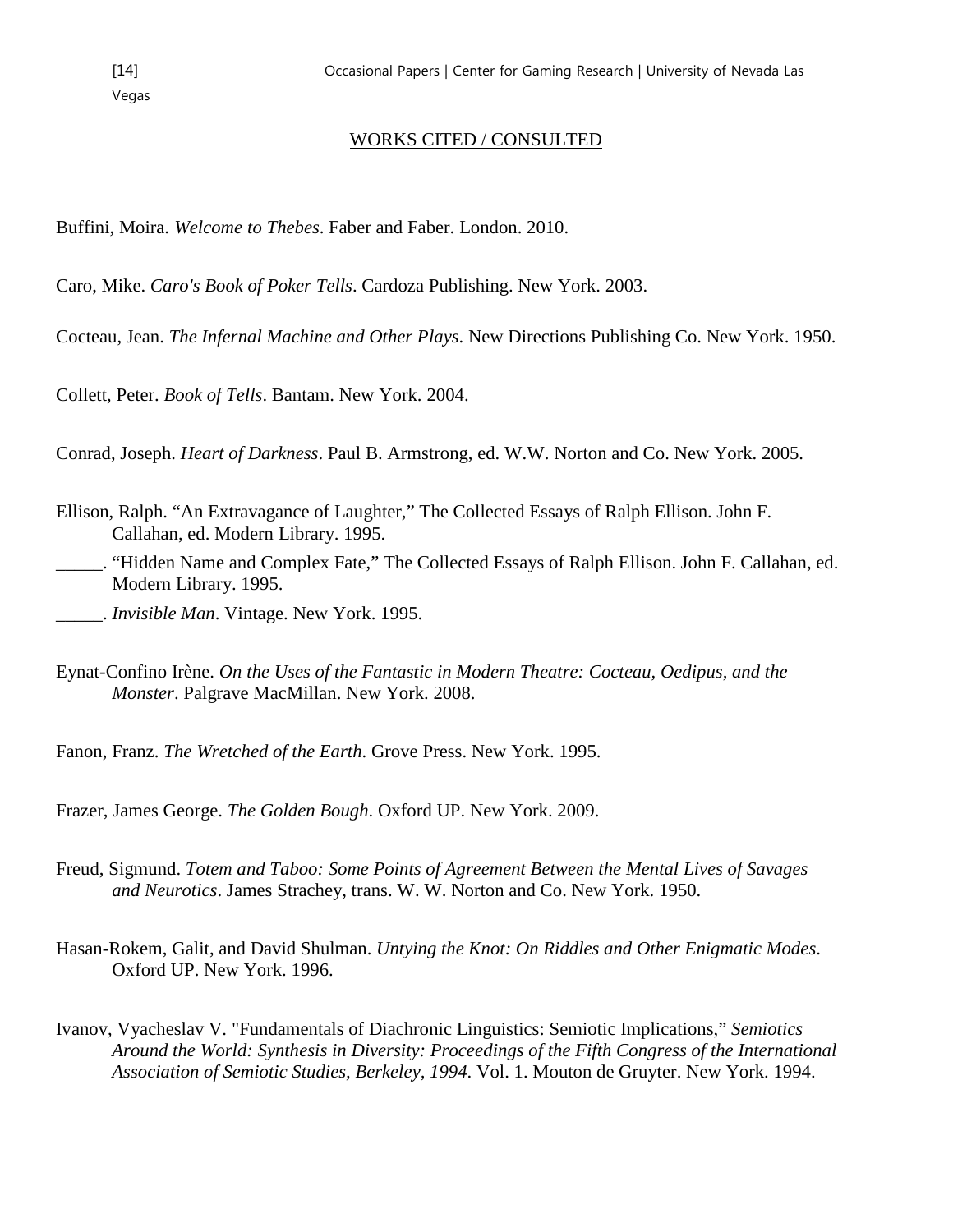## WORKS CITED / CONSULTED

Buffini, Moira. *Welcome to Thebes*. Faber and Faber. London. 2010.

Caro, Mike. *Caro's Book of Poker Tells*. Cardoza Publishing. New York. 2003.

Cocteau, Jean. *The Infernal Machine and Other Plays*. New Directions Publishing Co. New York. 1950.

Collett, Peter. *Book of Tells*. Bantam. New York. 2004.

Conrad, Joseph. *Heart of Darkness*. Paul B. Armstrong, ed. W.W. Norton and Co. New York. 2005.

Ellison, Ralph. "An Extravagance of Laughter," The Collected Essays of Ralph Ellison. John F. Callahan, ed. Modern Library. 1995.

_____. "Hidden Name and Complex Fate," The Collected Essays of Ralph Ellison. John F. Callahan, ed. Modern Library. 1995.

_____. *Invisible Man*. Vintage. New York. 1995.

Eynat-Confino Irène. *On the Uses of the Fantastic in Modern Theatre: Cocteau, Oedipus, and the Monster*. Palgrave MacMillan. New York. 2008.

Fanon, Franz. *The Wretched of the Earth*. Grove Press. New York. 1995.

Frazer, James George. *The Golden Bough*. Oxford UP. New York. 2009.

Freud, Sigmund. *Totem and Taboo: Some Points of Agreement Between the Mental Lives of Savages and Neurotics*. James Strachey, trans. W. W. Norton and Co. New York. 1950.

Hasan-Rokem, Galit, and David Shulman. *Untying the Knot: On Riddles and Other Enigmatic Modes*. Oxford UP. New York. 1996.

Ivanov, Vyacheslav V. "Fundamentals of Diachronic Linguistics: Semiotic Implications," *Semiotics Around the World: Synthesis in Diversity: Proceedings of the Fifth Congress of the International Association of Semiotic Studies, Berkeley, 1994*. Vol. 1. Mouton de Gruyter. New York. 1994.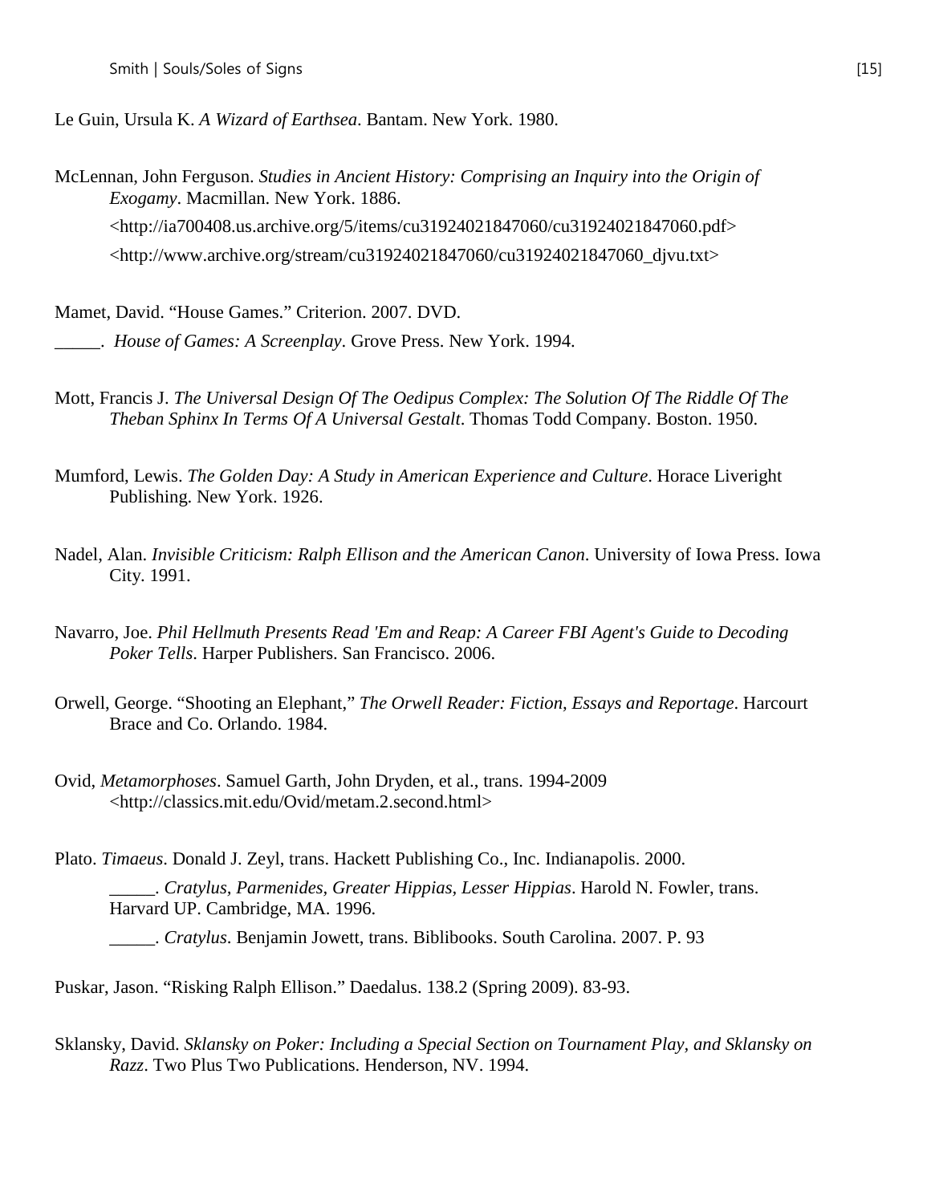Le Guin, Ursula K. *A Wizard of Earthsea*. Bantam. New York. 1980.

McLennan, John Ferguson. *Studies in Ancient History: Comprising an Inquiry into the Origin of Exogamy*. Macmillan. New York. 1886.
<http://ia700408.us.archive.org/5/items/cu31924021847060/cu31924021847060.pdf>
<http://www.archive.org/stream/cu31924021847060/cu31924021847060_djvu.txt>

Mamet, David. "House Games." Criterion. 2007. DVD.

_____. *House of Games: A Screenplay*. Grove Press. New York. 1994.

Mott, Francis J. *The Universal Design Of The Oedipus Complex: The Solution Of The Riddle Of The Theban Sphinx In Terms Of A Universal Gestalt*. Thomas Todd Company. Boston. 1950.

Mumford, Lewis. *The Golden Day: A Study in American Experience and Culture*. Horace Liveright Publishing. New York. 1926.

Nadel, Alan. *Invisible Criticism: Ralph Ellison and the American Canon*. University of Iowa Press. Iowa City. 1991.

Navarro, Joe. *Phil Hellmuth Presents Read 'Em and Reap: A Career FBI Agent's Guide to Decoding Poker Tells*. Harper Publishers. San Francisco. 2006.

Orwell, George. "Shooting an Elephant," *The Orwell Reader: Fiction, Essays and Reportage*. Harcourt Brace and Co. Orlando. 1984.

Ovid, *Metamorphoses*. Samuel Garth, John Dryden, et al., trans. 1994-2009
<http://classics.mit.edu/Ovid/metam.2.second.html>

Plato. *Timaeus*. Donald J. Zeyl, trans. Hackett Publishing Co., Inc. Indianapolis. 2000.

_____. *Cratylus, Parmenides, Greater Hippias, Lesser Hippias*. Harold N. Fowler, trans. Harvard UP. Cambridge, MA. 1996.

_____. *Cratylus*. Benjamin Jowett, trans. Biblibooks. South Carolina. 2007. P. 93

Puskar, Jason. "Risking Ralph Ellison." Daedalus. 138.2 (Spring 2009). 83-93.

Sklansky, David. *Sklansky on Poker: Including a Special Section on Tournament Play, and Sklansky on Razz*. Two Plus Two Publications. Henderson, NV. 1994.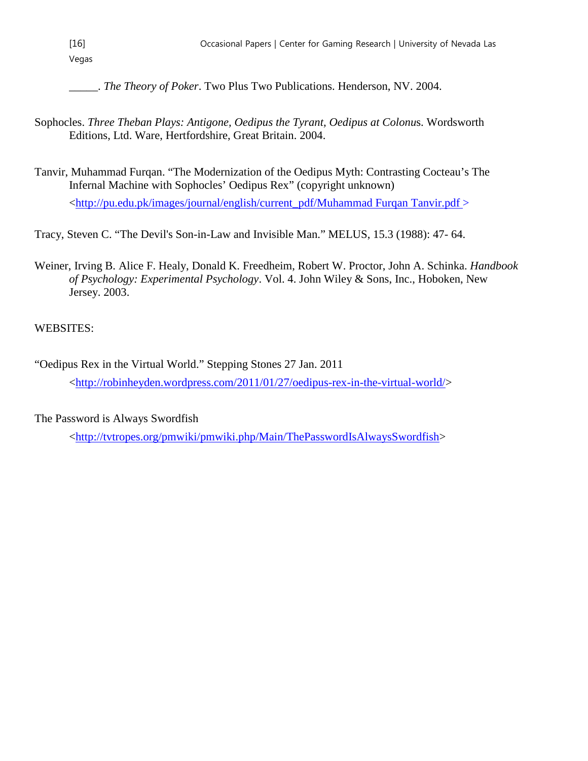_____. *The Theory of Poker*. Two Plus Two Publications. Henderson, NV. 2004.

Sophocles. *Three Theban Plays: Antigone, Oedipus the Tyrant, Oedipus at Colonu*s. Wordsworth Editions, Ltd. Ware, Hertfordshire, Great Britain. 2004.

Tanvir, Muhammad Furqan. "The Modernization of the Oedipus Myth: Contrasting Cocteau's The Infernal Machine with Sophocles' Oedipus Rex" (copyright unknown) <http://pu.edu.pk/images/journal/english/current_pdf/Muhammad Furqan Tanvir.pdf >

Tracy, Steven C. "The Devil's Son-in-Law and Invisible Man." MELUS, 15.3 (1988): 47- 64.

Weiner, Irving B. Alice F. Healy, Donald K. Freedheim, Robert W. Proctor, John A. Schinka. *Handbook of Psychology: Experimental Psychology*. Vol. 4. John Wiley & Sons, Inc., Hoboken, New Jersey. 2003.

WEBSITES:

"Oedipus Rex in the Virtual World." Stepping Stones 27 Jan. 2011 <http://robinheyden.wordpress.com/2011/01/27/oedipus-rex-in-the-virtual-world/>

The Password is Always Swordfish <http://tvtropes.org/pmwiki/pmwiki.php/Main/ThePasswordIsAlwaysSwordfish>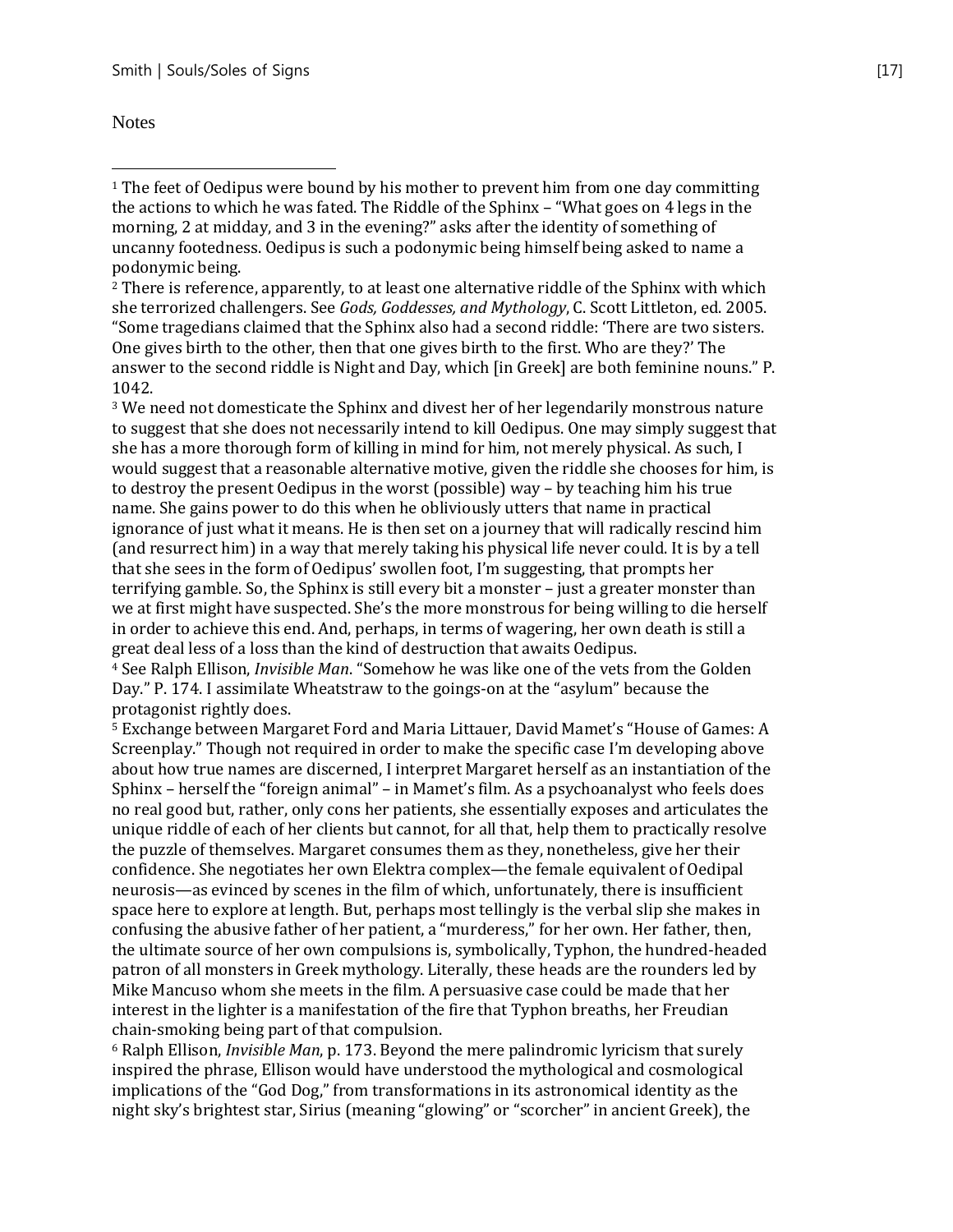Notes

[1] The feet of Oedipus were bound by his mother to prevent him from one day committing the actions to which he was fated. The Riddle of the Sphinx – "What goes on 4 legs in the morning, 2 at midday, and 3 in the evening?" asks after the identity of something of uncanny footedness. Oedipus is such a podonymic being himself being asked to name a podonymic being.

[2] There is reference, apparently, to at least one alternative riddle of the Sphinx with which she terrorized challengers. See *Gods, Goddesses, and Mythology*, C. Scott Littleton, ed. 2005. "Some tragedians claimed that the Sphinx also had a second riddle: 'There are two sisters. One gives birth to the other, then that one gives birth to the first. Who are they?' The answer to the second riddle is Night and Day, which [in Greek] are both feminine nouns." P. 1042.

[3] We need not domesticate the Sphinx and divest her of her legendarily monstrous nature to suggest that she does not necessarily intend to kill Oedipus. One may simply suggest that she has a more thorough form of killing in mind for him, not merely physical. As such, I would suggest that a reasonable alternative motive, given the riddle she chooses for him, is to destroy the present Oedipus in the worst (possible) way – by teaching him his true name. She gains power to do this when he obliviously utters that name in practical ignorance of just what it means. He is then set on a journey that will radically rescind him (and resurrect him) in a way that merely taking his physical life never could. It is by a tell that she sees in the form of Oedipus' swollen foot, I'm suggesting, that prompts her terrifying gamble. So, the Sphinx is still every bit a monster – just a greater monster than we at first might have suspected. She's the more monstrous for being willing to die herself in order to achieve this end. And, perhaps, in terms of wagering, her own death is still a great deal less of a loss than the kind of destruction that awaits Oedipus.

[4] See Ralph Ellison, *Invisible Man*. "Somehow he was like one of the vets from the Golden Day." P. 174. I assimilate Wheatstraw to the goings-on at the "asylum" because the protagonist rightly does.

[5] Exchange between Margaret Ford and Maria Littauer, David Mamet's "House of Games: A Screenplay." Though not required in order to make the specific case I'm developing above about how true names are discerned, I interpret Margaret herself as an instantiation of the Sphinx – herself the "foreign animal" – in Mamet's film. As a psychoanalyst who feels does no real good but, rather, only cons her patients, she essentially exposes and articulates the unique riddle of each of her clients but cannot, for all that, help them to practically resolve the puzzle of themselves. Margaret consumes them as they, nonetheless, give her their confidence. She negotiates her own Elektra complex—the female equivalent of Oedipal neurosis—as evinced by scenes in the film of which, unfortunately, there is insufficient space here to explore at length. But, perhaps most tellingly is the verbal slip she makes in confusing the abusive father of her patient, a "murderess," for her own. Her father, then, the ultimate source of her own compulsions is, symbolically, Typhon, the hundred-headed patron of all monsters in Greek mythology. Literally, these heads are the rounders led by Mike Mancuso whom she meets in the film. A persuasive case could be made that her interest in the lighter is a manifestation of the fire that Typhon breaths, her Freudian chain-smoking being part of that compulsion.

[6] Ralph Ellison, *Invisible Man*, p. 173. Beyond the mere palindromic lyricism that surely inspired the phrase, Ellison would have understood the mythological and cosmological implications of the "God Dog," from transformations in its astronomical identity as the night sky's brightest star, Sirius (meaning "glowing" or "scorcher" in ancient Greek), the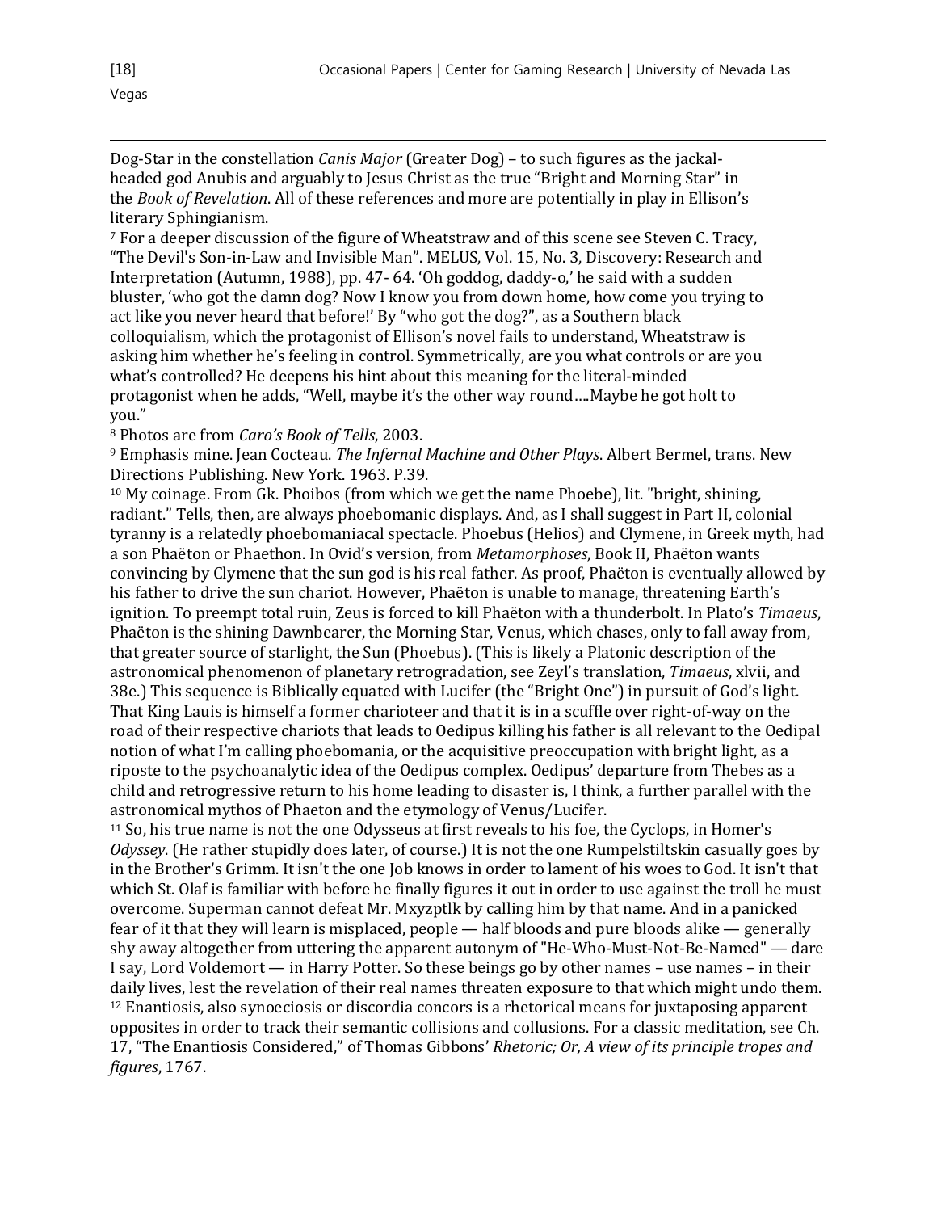Dog-Star in the constellation *Canis Major* (Greater Dog) – to such figures as the jackal-headed god Anubis and arguably to Jesus Christ as the true "Bright and Morning Star" in the *Book of Revelation*. All of these references and more are potentially in play in Ellison's literary Sphingianism.

[7] For a deeper discussion of the figure of Wheatstraw and of this scene see Steven C. Tracy, "The Devil's Son-in-Law and Invisible Man". MELUS, Vol. 15, No. 3, Discovery: Research and Interpretation (Autumn, 1988), pp. 47- 64. 'Oh goddog, daddy-o,' he said with a sudden bluster, 'who got the damn dog? Now I know you from down home, how come you trying to act like you never heard that before!' By "who got the dog?", as a Southern black colloquialism, which the protagonist of Ellison's novel fails to understand, Wheatstraw is asking him whether he's feeling in control. Symmetrically, are you what controls or are you what's controlled? He deepens his hint about this meaning for the literal-minded protagonist when he adds, "Well, maybe it's the other way round….Maybe he got holt to you."

[8] Photos are from *Caro's Book of Tells*, 2003.

[9] Emphasis mine. Jean Cocteau. *The Infernal Machine and Other Plays*. Albert Bermel, trans. New Directions Publishing. New York. 1963. P.39.

[10] My coinage. From Gk. Phoibos (from which we get the name Phoebe), lit. "bright, shining, radiant." Tells, then, are always phoebomanic displays. And, as I shall suggest in Part II, colonial tyranny is a relatedly phoebomaniacal spectacle. Phoebus (Helios) and Clymene, in Greek myth, had a son Phaëton or Phaethon. In Ovid's version, from *Metamorphoses*, Book II, Phaëton wants convincing by Clymene that the sun god is his real father. As proof, Phaëton is eventually allowed by his father to drive the sun chariot. However, Phaëton is unable to manage, threatening Earth's ignition. To preempt total ruin, Zeus is forced to kill Phaëton with a thunderbolt. In Plato's *Timaeus*, Phaëton is the shining Dawnbearer, the Morning Star, Venus, which chases, only to fall away from, that greater source of starlight, the Sun (Phoebus). (This is likely a Platonic description of the astronomical phenomenon of planetary retrogradation, see Zeyl's translation, *Timaeus*, xlvii, and 38e.) This sequence is Biblically equated with Lucifer (the "Bright One") in pursuit of God's light. That King Lauis is himself a former charioteer and that it is in a scuffle over right-of-way on the road of their respective chariots that leads to Oedipus killing his father is all relevant to the Oedipal notion of what I'm calling phoebomania, or the acquisitive preoccupation with bright light, as a riposte to the psychoanalytic idea of the Oedipus complex. Oedipus' departure from Thebes as a child and retrogressive return to his home leading to disaster is, I think, a further parallel with the astronomical mythos of Phaeton and the etymology of Venus/Lucifer.

[11] So, his true name is not the one Odysseus at first reveals to his foe, the Cyclops, in Homer's *Odyssey*. (He rather stupidly does later, of course.) It is not the one Rumpelstiltskin casually goes by in the Brother's Grimm. It isn't the one Job knows in order to lament of his woes to God. It isn't that which St. Olaf is familiar with before he finally figures it out in order to use against the troll he must overcome. Superman cannot defeat Mr. Mxyzptlk by calling him by that name. And in a panicked fear of it that they will learn is misplaced, people — half bloods and pure bloods alike — generally shy away altogether from uttering the apparent autonym of "He-Who-Must-Not-Be-Named" — dare I say, Lord Voldemort — in Harry Potter. So these beings go by other names – use names – in their daily lives, lest the revelation of their real names threaten exposure to that which might undo them.

[12] Enantiosis, also synoeciosis or discordia concors is a rhetorical means for juxtaposing apparent opposites in order to track their semantic collisions and collusions. For a classic meditation, see Ch. 17, "The Enantiosis Considered," of Thomas Gibbons' *Rhetoric; Or, A view of its principle tropes and figures*, 1767.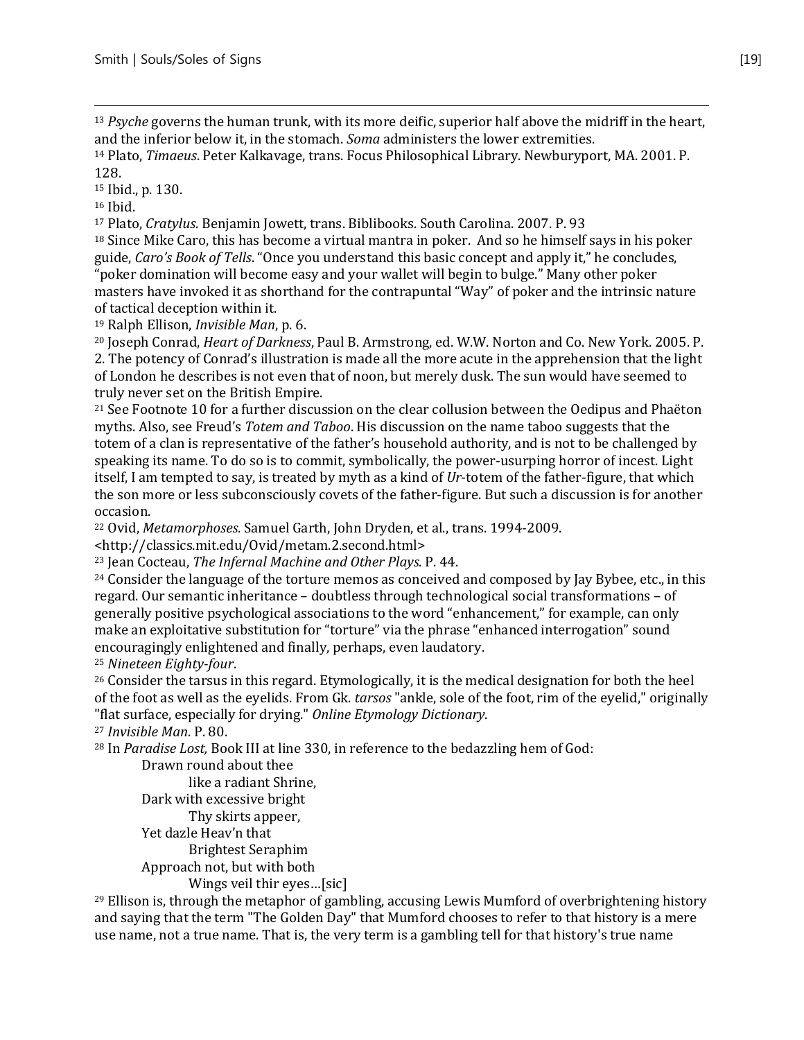[13] *Psyche* governs the human trunk, with its more deific, superior half above the midriff in the heart, and the inferior below it, in the stomach. *Soma* administers the lower extremities.

[14] Plato, *Timaeus*. Peter Kalkavage, trans. Focus Philosophical Library. Newburyport, MA. 2001. P. 128.

[15] Ibid., p. 130.

[16] Ibid.

[17] Plato, *Cratylus*. Benjamin Jowett, trans. Biblibooks. South Carolina. 2007. P. 93

[18] Since Mike Caro, this has become a virtual mantra in poker. And so he himself says in his poker guide, *Caro's Book of Tells*. "Once you understand this basic concept and apply it," he concludes, "poker domination will become easy and your wallet will begin to bulge." Many other poker masters have invoked it as shorthand for the contrapuntal "Way" of poker and the intrinsic nature of tactical deception within it.

[19] Ralph Ellison, *Invisible Man*, p. 6.

[20] Joseph Conrad, *Heart of Darkness*, Paul B. Armstrong, ed. W.W. Norton and Co. New York. 2005. P. 2. The potency of Conrad's illustration is made all the more acute in the apprehension that the light of London he describes is not even that of noon, but merely dusk. The sun would have seemed to truly never set on the British Empire.

[21] See Footnote 10 for a further discussion on the clear collusion between the Oedipus and Phaëton myths. Also, see Freud's *Totem and Taboo*. His discussion on the name taboo suggests that the totem of a clan is representative of the father's household authority, and is not to be challenged by speaking its name. To do so is to commit, symbolically, the power-usurping horror of incest. Light itself, I am tempted to say, is treated by myth as a kind of *Ur*-totem of the father-figure, that which the son more or less subconsciously covets of the father-figure. But such a discussion is for another occasion.

[22] Ovid, *Metamorphoses*. Samuel Garth, John Dryden, et al., trans. 1994-2009. <http://classics.mit.edu/Ovid/metam.2.second.html>

[23] Jean Cocteau, *The Infernal Machine and Other Plays*. P. 44.

[24] Consider the language of the torture memos as conceived and composed by Jay Bybee, etc., in this regard. Our semantic inheritance – doubtless through technological social transformations – of generally positive psychological associations to the word "enhancement," for example, can only make an exploitative substitution for "torture" via the phrase "enhanced interrogation" sound encouragingly enlightened and finally, perhaps, even laudatory.

[25] *Nineteen Eighty-four*.

[26] Consider the tarsus in this regard. Etymologically, it is the medical designation for both the heel of the foot as well as the eyelids. From Gk. *tarsos* "ankle, sole of the foot, rim of the eyelid," originally "flat surface, especially for drying." *Online Etymology Dictionary*.

[27] *Invisible Man*. P. 80.

[28] In *Paradise Lost,* Book III at line 330, in reference to the bedazzling hem of God:

> Drawn round about thee
> like a radiant Shrine,
> Dark with excessive bright
> Thy skirts appeer,
> Yet dazle Heav'n that
> Brightest Seraphim
> Approach not, but with both
> Wings veil thir eyes…[sic]

[29] Ellison is, through the metaphor of gambling, accusing Lewis Mumford of overbrightening history and saying that the term "The Golden Day" that Mumford chooses to refer to that history is a mere use name, not a true name. That is, the very term is a gambling tell for that history's true name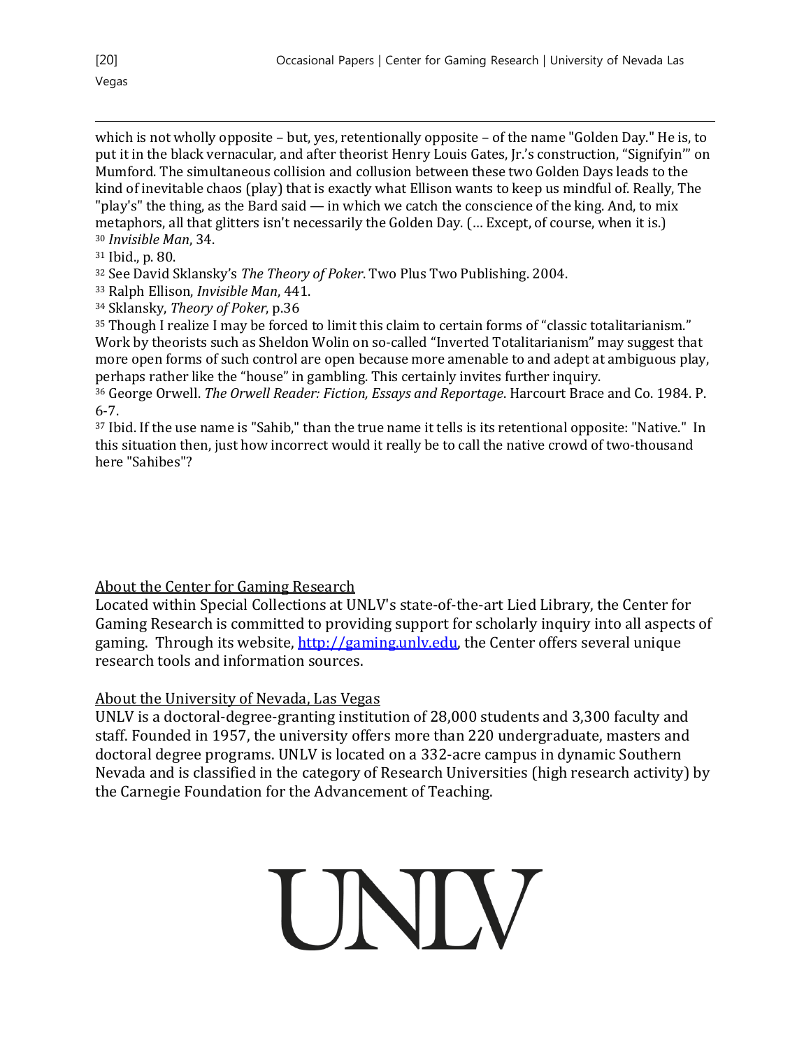which is not wholly opposite – but, yes, retentionally opposite – of the name "Golden Day." He is, to put it in the black vernacular, and after theorist Henry Louis Gates, Jr.'s construction, "Signifyin'" on Mumford. The simultaneous collision and collusion between these two Golden Days leads to the kind of inevitable chaos (play) that is exactly what Ellison wants to keep us mindful of. Really, The "play's" the thing, as the Bard said — in which we catch the conscience of the king. And, to mix metaphors, all that glitters isn't necessarily the Golden Day. (… Except, of course, when it is.)

[30] *Invisible Man*, 34.

[31] Ibid., p. 80.

[32] See David Sklansky's *The Theory of Poker*. Two Plus Two Publishing. 2004.

[33] Ralph Ellison, *Invisible Man*, 441.

[34] Sklansky, *Theory of Poker*, p.36

[35] Though I realize I may be forced to limit this claim to certain forms of "classic totalitarianism." Work by theorists such as Sheldon Wolin on so-called "Inverted Totalitarianism" may suggest that more open forms of such control are open because more amenable to and adept at ambiguous play, perhaps rather like the "house" in gambling. This certainly invites further inquiry.

[36] George Orwell. *The Orwell Reader: Fiction, Essays and Reportage*. Harcourt Brace and Co. 1984. P. 6-7.

[37] Ibid. If the use name is "Sahib," than the true name it tells is its retentional opposite: "Native." In this situation then, just how incorrect would it really be to call the native crowd of two-thousand here "Sahibes"?

About the Center for Gaming Research

Located within Special Collections at UNLV's state-of-the-art Lied Library, the Center for Gaming Research is committed to providing support for scholarly inquiry into all aspects of gaming. Through its website, http://gaming.unlv.edu, the Center offers several unique research tools and information sources.

About the University of Nevada, Las Vegas

UNLV is a doctoral-degree-granting institution of 28,000 students and 3,300 faculty and staff. Founded in 1957, the university offers more than 220 undergraduate, masters and doctoral degree programs. UNLV is located on a 332-acre campus in dynamic Southern Nevada and is classified in the category of Research Universities (high research activity) by the Carnegie Foundation for the Advancement of Teaching.

UNLV